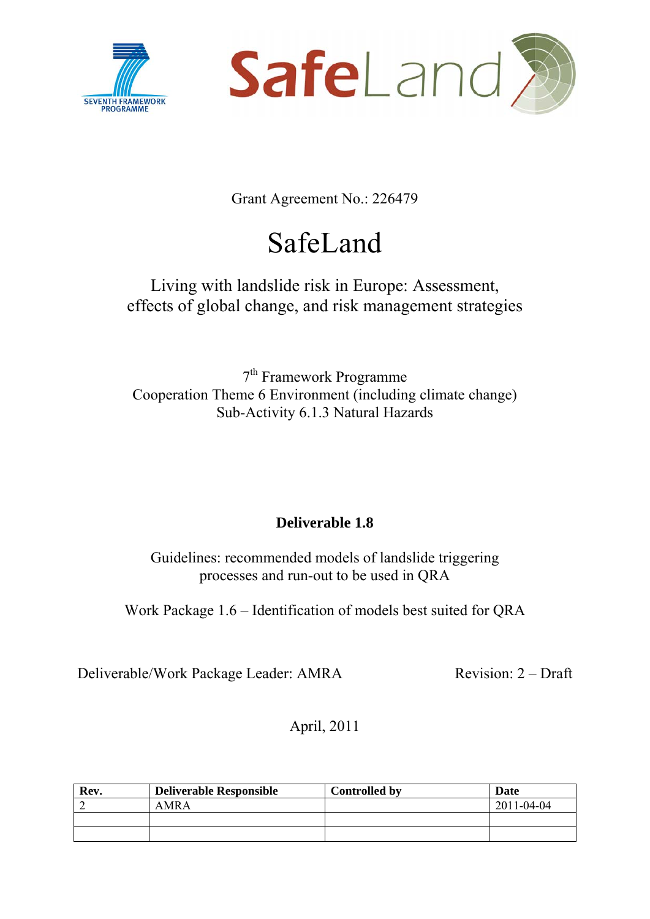Grant Agreement No.: 226479

# SafeLand

Living with landslide risk in Europe: Assessment, effects of global change, and risk management strategies

7th Framework Programme
Cooperation Theme 6 Environment (including climate change)
Sub-Activity 6.1.3 Natural Hazards

## Deliverable 1.8

Guidelines: recommended models of landslide triggering processes and run-out to be used in QRA

Work Package 1.6 – Identification of models best suited for QRA

Deliverable/Work Package Leader: AMRA

Revision: 2 – Draft

April, 2011

| Rev. | Deliverable Responsible | Controlled by | Date |
|---|---|---|---|
| 2 | AMRA | | 2011-04-04 |
| | | | |
| | | | |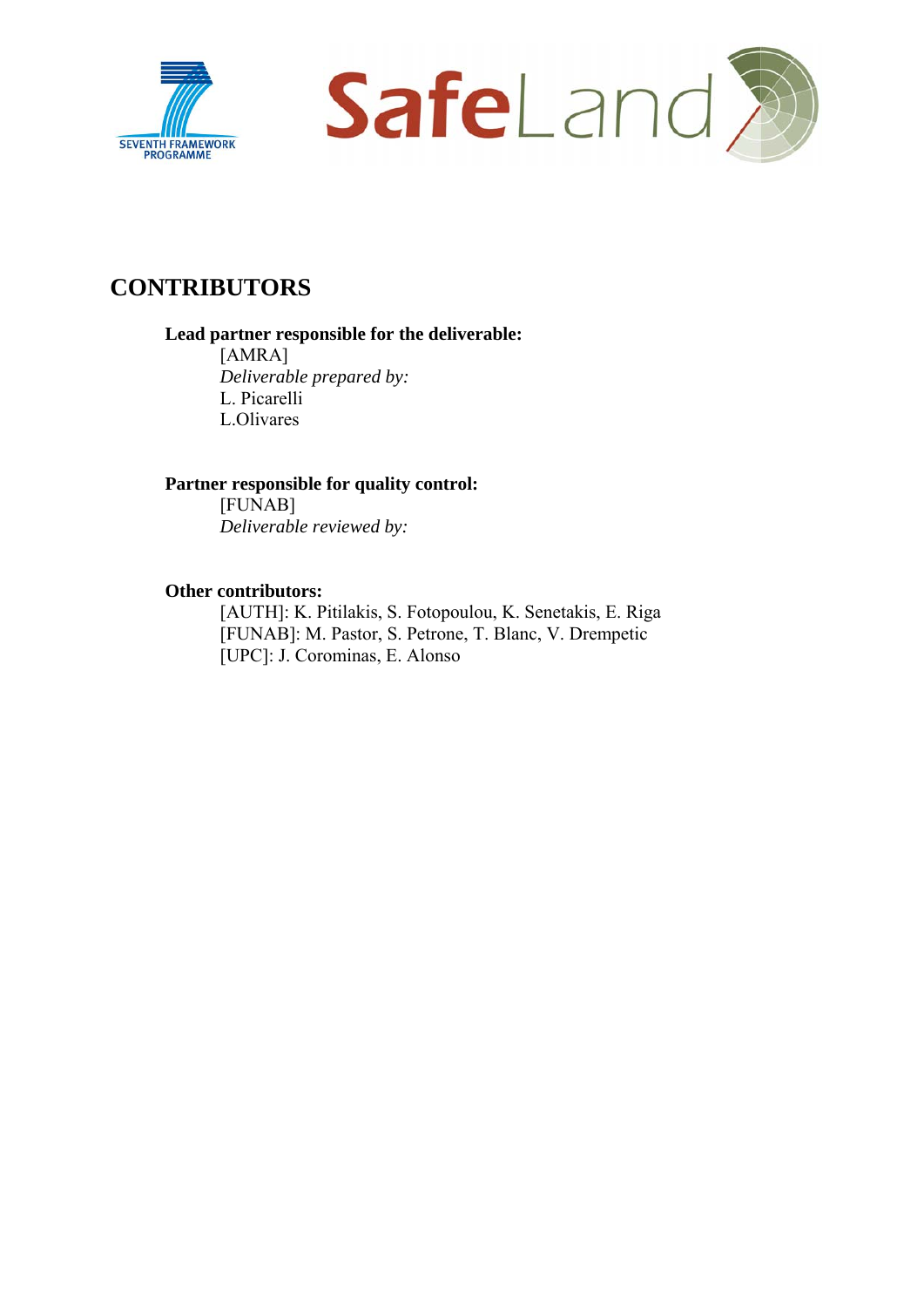# CONTRIBUTORS

**Lead partner responsible for the deliverable:**

[AMRA]
*Deliverable prepared by:*
L. Picarelli
L.Olivares

**Partner responsible for quality control:**

[FUNAB]
*Deliverable reviewed by:*

**Other contributors:**

[AUTH]: K. Pitilakis, S. Fotopoulou, K. Senetakis, E. Riga
[FUNAB]: M. Pastor, S. Petrone, T. Blanc, V. Drempetic
[UPC]: J. Corominas, E. Alonso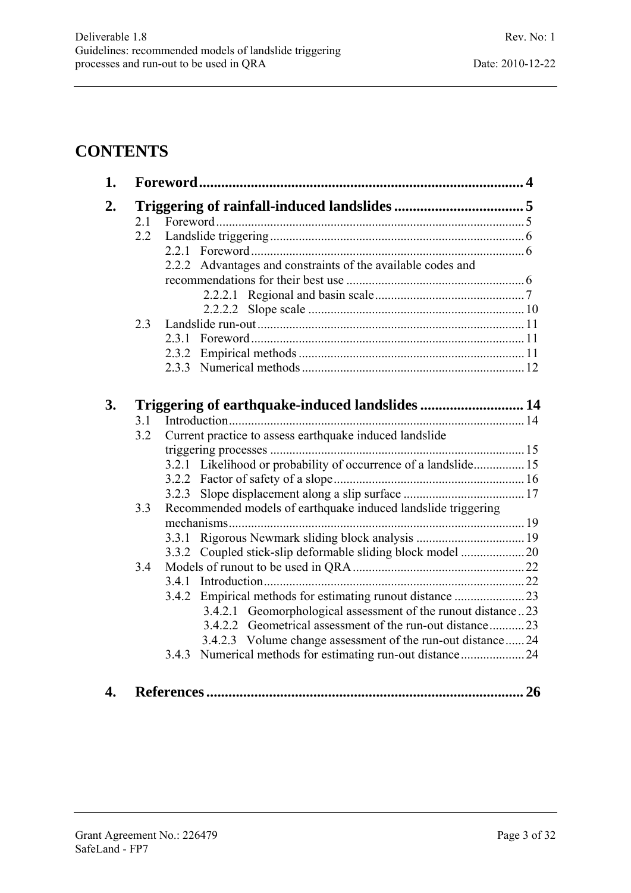# CONTENTS

- **1. Foreword** ........ 4
- **2. Triggering of rainfall-induced landslides** ........ 5
  - 2.1 Foreword ........ 5
  - 2.2 Landslide triggering ........ 6
    - 2.2.1 Foreword ........ 6
    - 2.2.2 Advantages and constraints of the available codes and recommendations for their best use ........ 6
      - 2.2.2.1 Regional and basin scale ........ 7
      - 2.2.2.2 Slope scale ........ 10
  - 2.3 Landslide run-out ........ 11
    - 2.3.1 Foreword ........ 11
    - 2.3.2 Empirical methods ........ 11
    - 2.3.3 Numerical methods ........ 12
- **3. Triggering of earthquake-induced landslides** ........ 14
  - 3.1 Introduction ........ 14
  - 3.2 Current practice to assess earthquake induced landslide triggering processes ........ 15
    - 3.2.1 Likelihood or probability of occurrence of a landslide ........ 15
    - 3.2.2 Factor of safety of a slope ........ 16
    - 3.2.3 Slope displacement along a slip surface ........ 17
  - 3.3 Recommended models of earthquake induced landslide triggering mechanisms ........ 19
    - 3.3.1 Rigorous Newmark sliding block analysis ........ 19
    - 3.3.2 Coupled stick-slip deformable sliding block model ........ 20
  - 3.4 Models of runout to be used in QRA ........ 22
    - 3.4.1 Introduction ........ 22
    - 3.4.2 Empirical methods for estimating runout distance ........ 23
      - 3.4.2.1 Geomorphological assessment of the runout distance ........ 23
      - 3.4.2.2 Geometrical assessment of the run-out distance ........ 23
      - 3.4.2.3 Volume change assessment of the run-out distance ........ 24
    - 3.4.3 Numerical methods for estimating run-out distance ........ 24
- **4. References** ........ 26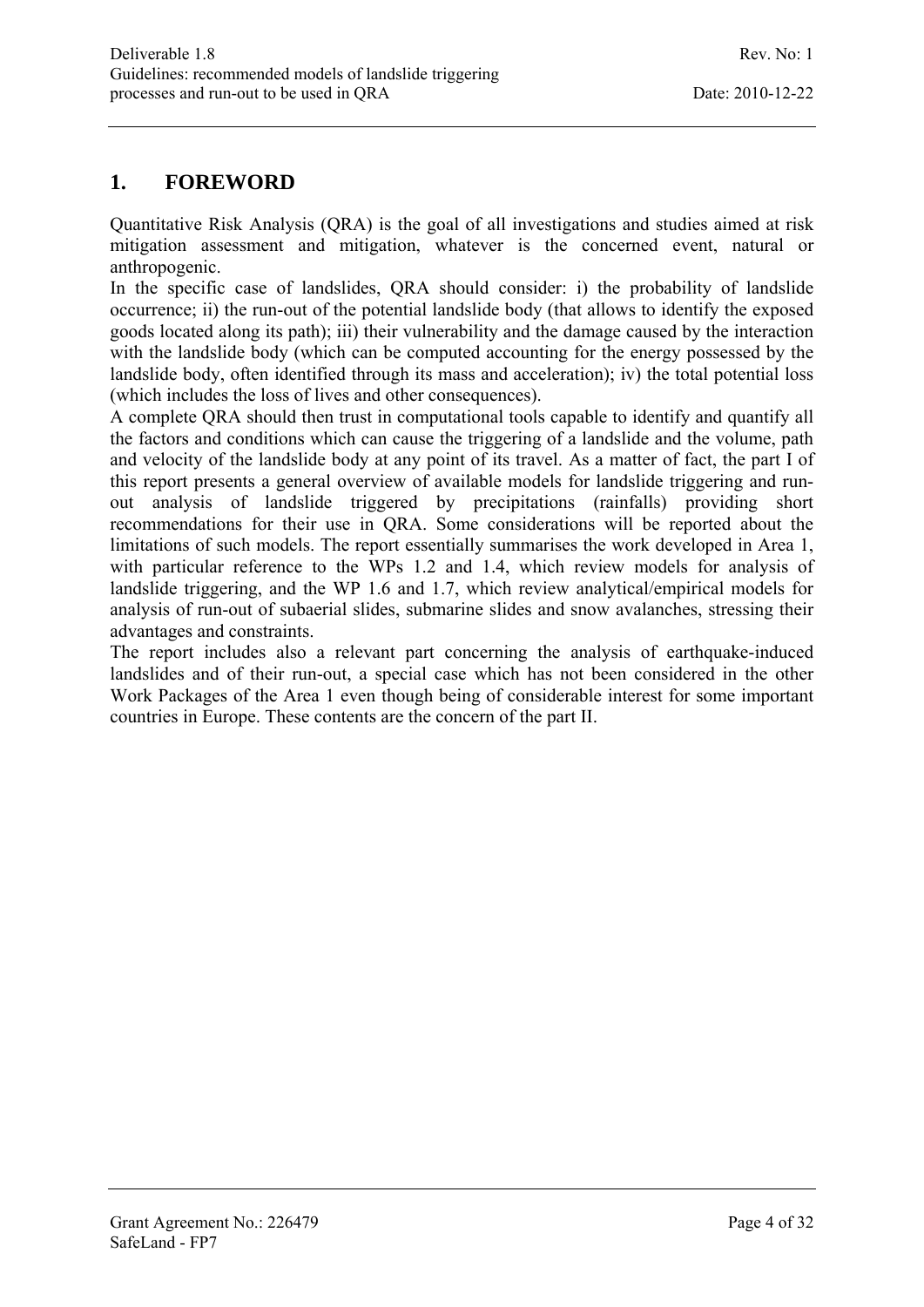# 1. FOREWORD

Quantitative Risk Analysis (QRA) is the goal of all investigations and studies aimed at risk mitigation assessment and mitigation, whatever is the concerned event, natural or anthropogenic.

In the specific case of landslides, QRA should consider: i) the probability of landslide occurrence; ii) the run-out of the potential landslide body (that allows to identify the exposed goods located along its path); iii) their vulnerability and the damage caused by the interaction with the landslide body (which can be computed accounting for the energy possessed by the landslide body, often identified through its mass and acceleration); iv) the total potential loss (which includes the loss of lives and other consequences).

A complete QRA should then trust in computational tools capable to identify and quantify all the factors and conditions which can cause the triggering of a landslide and the volume, path and velocity of the landslide body at any point of its travel. As a matter of fact, the part I of this report presents a general overview of available models for landslide triggering and run-out analysis of landslide triggered by precipitations (rainfalls) providing short recommendations for their use in QRA. Some considerations will be reported about the limitations of such models. The report essentially summarises the work developed in Area 1, with particular reference to the WPs 1.2 and 1.4, which review models for analysis of landslide triggering, and the WP 1.6 and 1.7, which review analytical/empirical models for analysis of run-out of subaerial slides, submarine slides and snow avalanches, stressing their advantages and constraints.

The report includes also a relevant part concerning the analysis of earthquake-induced landslides and of their run-out, a special case which has not been considered in the other Work Packages of the Area 1 even though being of considerable interest for some important countries in Europe. These contents are the concern of the part II.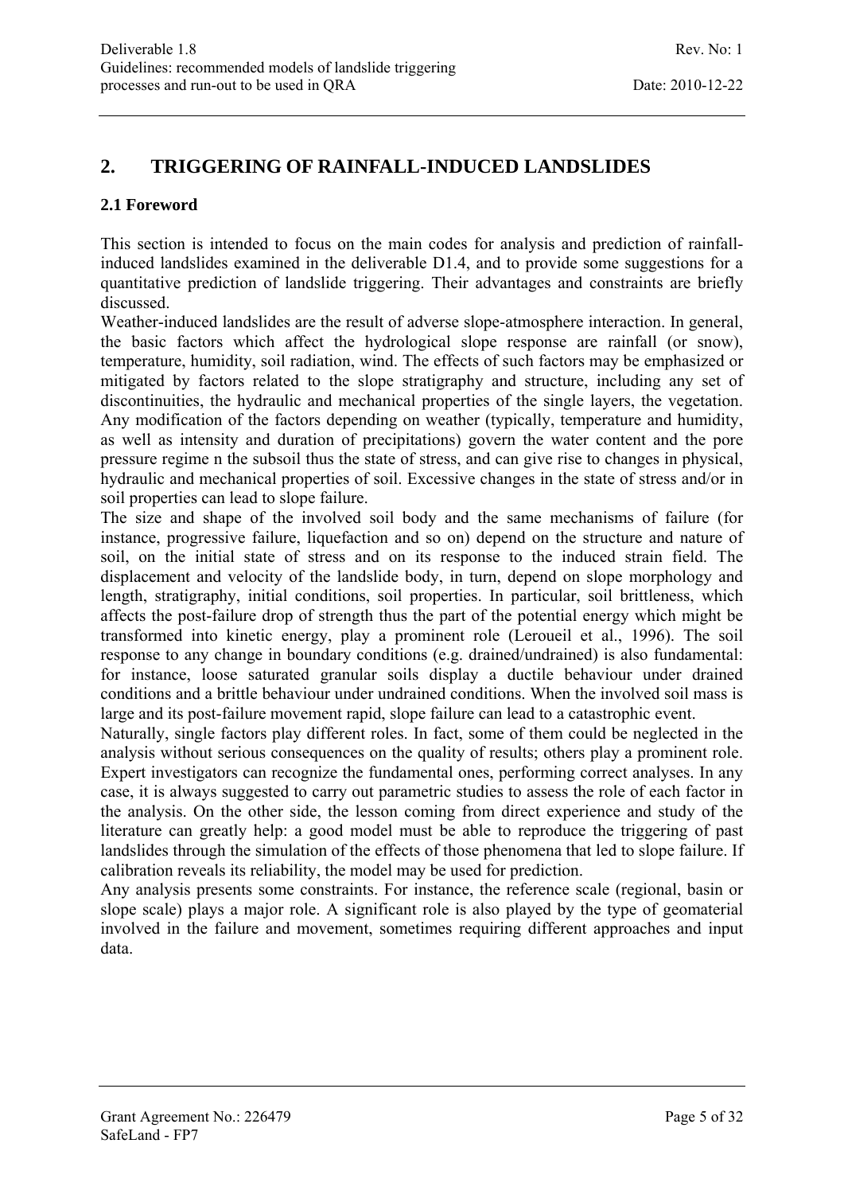## 2. TRIGGERING OF RAINFALL-INDUCED LANDSLIDES

### 2.1 Foreword

This section is intended to focus on the main codes for analysis and prediction of rainfall-induced landslides examined in the deliverable D1.4, and to provide some suggestions for a quantitative prediction of landslide triggering. Their advantages and constraints are briefly discussed.

Weather-induced landslides are the result of adverse slope-atmosphere interaction. In general, the basic factors which affect the hydrological slope response are rainfall (or snow), temperature, humidity, soil radiation, wind. The effects of such factors may be emphasized or mitigated by factors related to the slope stratigraphy and structure, including any set of discontinuities, the hydraulic and mechanical properties of the single layers, the vegetation. Any modification of the factors depending on weather (typically, temperature and humidity, as well as intensity and duration of precipitations) govern the water content and the pore pressure regime n the subsoil thus the state of stress, and can give rise to changes in physical, hydraulic and mechanical properties of soil. Excessive changes in the state of stress and/or in soil properties can lead to slope failure.

The size and shape of the involved soil body and the same mechanisms of failure (for instance, progressive failure, liquefaction and so on) depend on the structure and nature of soil, on the initial state of stress and on its response to the induced strain field. The displacement and velocity of the landslide body, in turn, depend on slope morphology and length, stratigraphy, initial conditions, soil properties. In particular, soil brittleness, which affects the post-failure drop of strength thus the part of the potential energy which might be transformed into kinetic energy, play a prominent role (Leroueil et al., 1996). The soil response to any change in boundary conditions (e.g. drained/undrained) is also fundamental: for instance, loose saturated granular soils display a ductile behaviour under drained conditions and a brittle behaviour under undrained conditions. When the involved soil mass is large and its post-failure movement rapid, slope failure can lead to a catastrophic event.

Naturally, single factors play different roles. In fact, some of them could be neglected in the analysis without serious consequences on the quality of results; others play a prominent role. Expert investigators can recognize the fundamental ones, performing correct analyses. In any case, it is always suggested to carry out parametric studies to assess the role of each factor in the analysis. On the other side, the lesson coming from direct experience and study of the literature can greatly help: a good model must be able to reproduce the triggering of past landslides through the simulation of the effects of those phenomena that led to slope failure. If calibration reveals its reliability, the model may be used for prediction.

Any analysis presents some constraints. For instance, the reference scale (regional, basin or slope scale) plays a major role. A significant role is also played by the type of geomaterial involved in the failure and movement, sometimes requiring different approaches and input data.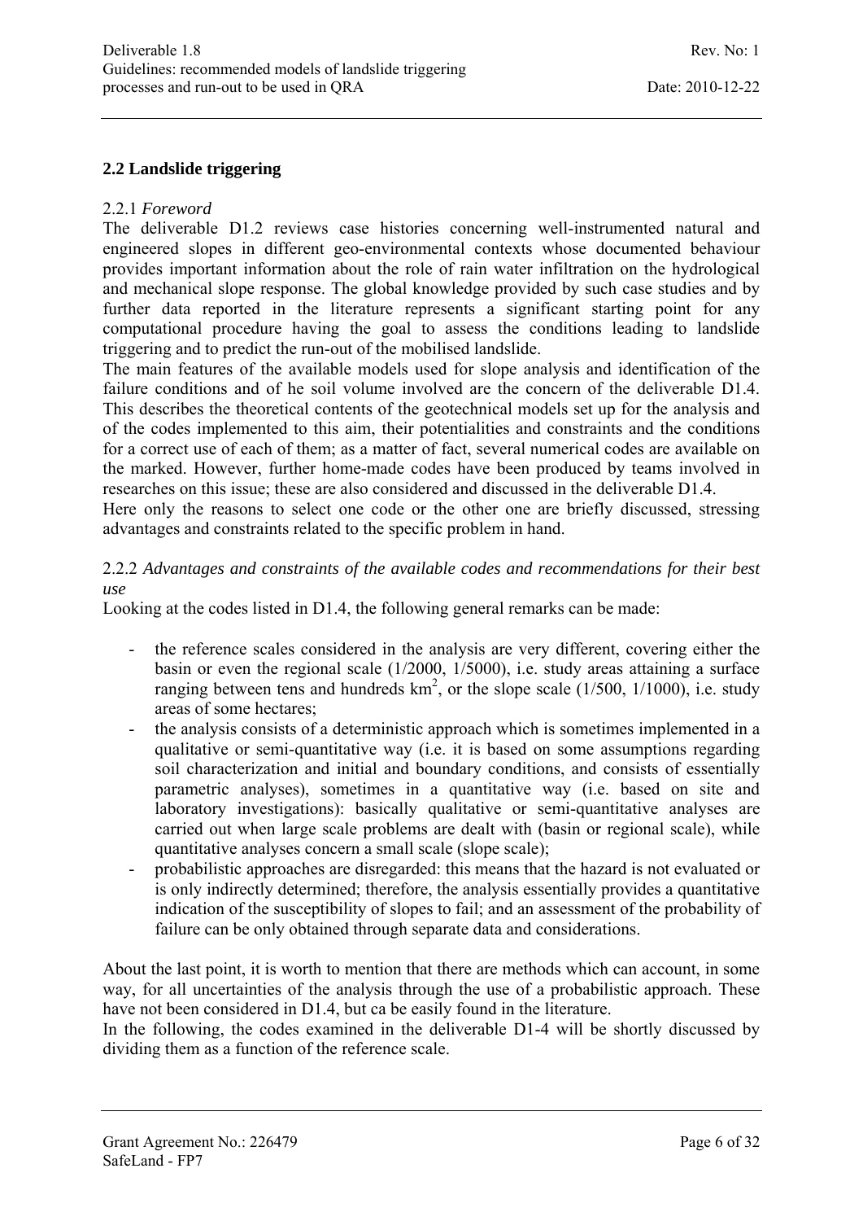## 2.2 Landslide triggering

2.2.1 *Foreword*

The deliverable D1.2 reviews case histories concerning well-instrumented natural and engineered slopes in different geo-environmental contexts whose documented behaviour provides important information about the role of rain water infiltration on the hydrological and mechanical slope response. The global knowledge provided by such case studies and by further data reported in the literature represents a significant starting point for any computational procedure having the goal to assess the conditions leading to landslide triggering and to predict the run-out of the mobilised landslide.

The main features of the available models used for slope analysis and identification of the failure conditions and of he soil volume involved are the concern of the deliverable D1.4. This describes the theoretical contents of the geotechnical models set up for the analysis and of the codes implemented to this aim, their potentialities and constraints and the conditions for a correct use of each of them; as a matter of fact, several numerical codes are available on the marked. However, further home-made codes have been produced by teams involved in researches on this issue; these are also considered and discussed in the deliverable D1.4.

Here only the reasons to select one code or the other one are briefly discussed, stressing advantages and constraints related to the specific problem in hand.

2.2.2 *Advantages and constraints of the available codes and recommendations for their best use*

Looking at the codes listed in D1.4, the following general remarks can be made:

- the reference scales considered in the analysis are very different, covering either the basin or even the regional scale (1/2000, 1/5000), i.e. study areas attaining a surface ranging between tens and hundreds km$^2$, or the slope scale (1/500, 1/1000), i.e. study areas of some hectares;
- the analysis consists of a deterministic approach which is sometimes implemented in a qualitative or semi-quantitative way (i.e. it is based on some assumptions regarding soil characterization and initial and boundary conditions, and consists of essentially parametric analyses), sometimes in a quantitative way (i.e. based on site and laboratory investigations): basically qualitative or semi-quantitative analyses are carried out when large scale problems are dealt with (basin or regional scale), while quantitative analyses concern a small scale (slope scale);
- probabilistic approaches are disregarded: this means that the hazard is not evaluated or is only indirectly determined; therefore, the analysis essentially provides a quantitative indication of the susceptibility of slopes to fail; and an assessment of the probability of failure can be only obtained through separate data and considerations.

About the last point, it is worth to mention that there are methods which can account, in some way, for all uncertainties of the analysis through the use of a probabilistic approach. These have not been considered in D1.4, but ca be easily found in the literature.

In the following, the codes examined in the deliverable D1-4 will be shortly discussed by dividing them as a function of the reference scale.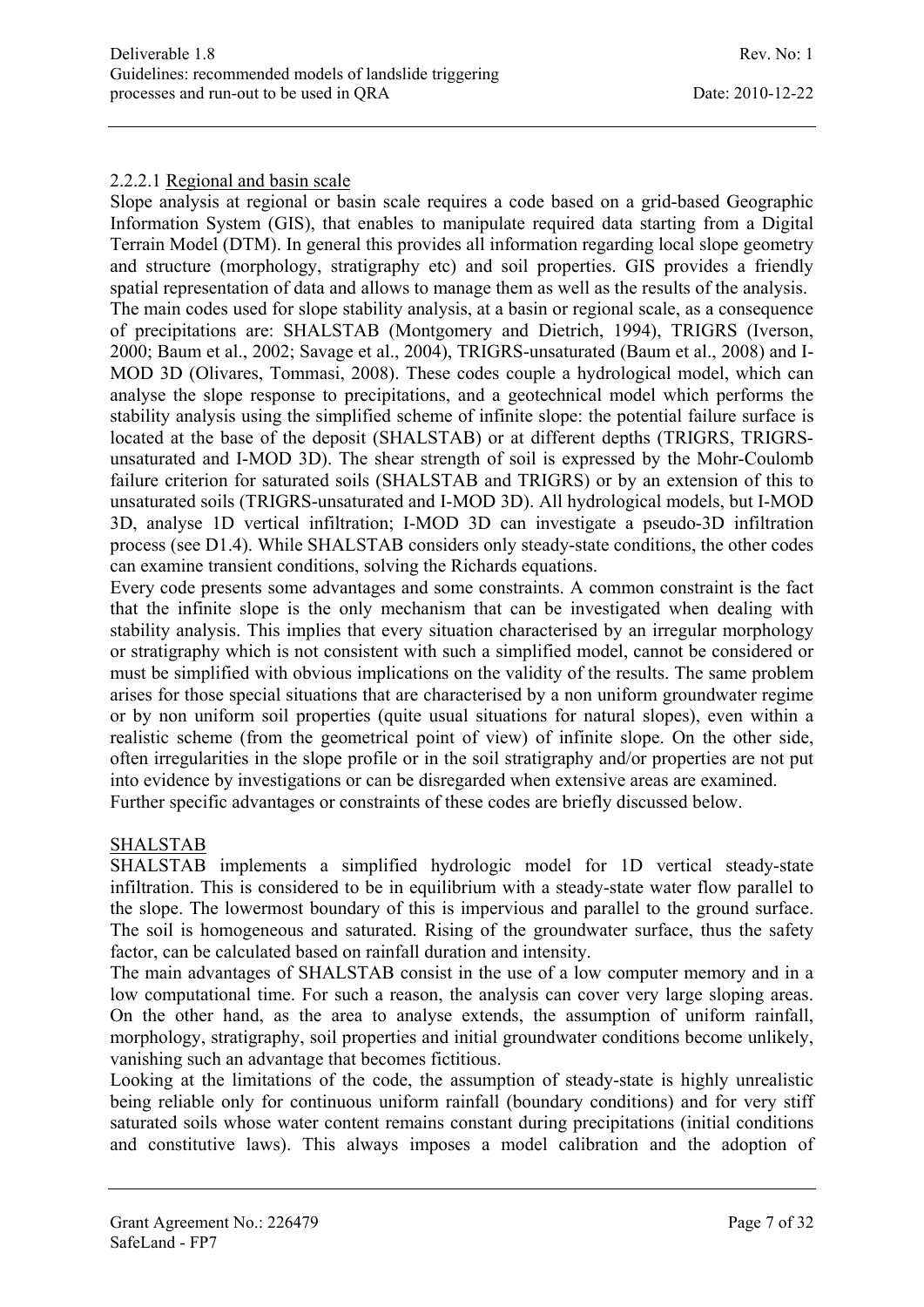#### 2.2.2.1 Regional and basin scale

Slope analysis at regional or basin scale requires a code based on a grid-based Geographic Information System (GIS), that enables to manipulate required data starting from a Digital Terrain Model (DTM). In general this provides all information regarding local slope geometry and structure (morphology, stratigraphy etc) and soil properties. GIS provides a friendly spatial representation of data and allows to manage them as well as the results of the analysis.
The main codes used for slope stability analysis, at a basin or regional scale, as a consequence of precipitations are: SHALSTAB (Montgomery and Dietrich, 1994), TRIGRS (Iverson, 2000; Baum et al., 2002; Savage et al., 2004), TRIGRS-unsaturated (Baum et al., 2008) and I-MOD 3D (Olivares, Tommasi, 2008). These codes couple a hydrological model, which can analyse the slope response to precipitations, and a geotechnical model which performs the stability analysis using the simplified scheme of infinite slope: the potential failure surface is located at the base of the deposit (SHALSTAB) or at different depths (TRIGRS, TRIGRS-unsaturated and I-MOD 3D). The shear strength of soil is expressed by the Mohr-Coulomb failure criterion for saturated soils (SHALSTAB and TRIGRS) or by an extension of this to unsaturated soils (TRIGRS-unsaturated and I-MOD 3D). All hydrological models, but I-MOD 3D, analyse 1D vertical infiltration; I-MOD 3D can investigate a pseudo-3D infiltration process (see D1.4). While SHALSTAB considers only steady-state conditions, the other codes can examine transient conditions, solving the Richards equations.
Every code presents some advantages and some constraints. A common constraint is the fact that the infinite slope is the only mechanism that can be investigated when dealing with stability analysis. This implies that every situation characterised by an irregular morphology or stratigraphy which is not consistent with such a simplified model, cannot be considered or must be simplified with obvious implications on the validity of the results. The same problem arises for those special situations that are characterised by a non uniform groundwater regime or by non uniform soil properties (quite usual situations for natural slopes), even within a realistic scheme (from the geometrical point of view) of infinite slope. On the other side, often irregularities in the slope profile or in the soil stratigraphy and/or properties are not put into evidence by investigations or can be disregarded when extensive areas are examined.
Further specific advantages or constraints of these codes are briefly discussed below.

**SHALSTAB**

SHALSTAB implements a simplified hydrologic model for 1D vertical steady-state infiltration. This is considered to be in equilibrium with a steady-state water flow parallel to the slope. The lowermost boundary of this is impervious and parallel to the ground surface. The soil is homogeneous and saturated. Rising of the groundwater surface, thus the safety factor, can be calculated based on rainfall duration and intensity.
The main advantages of SHALSTAB consist in the use of a low computer memory and in a low computational time. For such a reason, the analysis can cover very large sloping areas. On the other hand, as the area to analyse extends, the assumption of uniform rainfall, morphology, stratigraphy, soil properties and initial groundwater conditions become unlikely, vanishing such an advantage that becomes fictitious.
Looking at the limitations of the code, the assumption of steady-state is highly unrealistic being reliable only for continuous uniform rainfall (boundary conditions) and for very stiff saturated soils whose water content remains constant during precipitations (initial conditions and constitutive laws). This always imposes a model calibration and the adoption of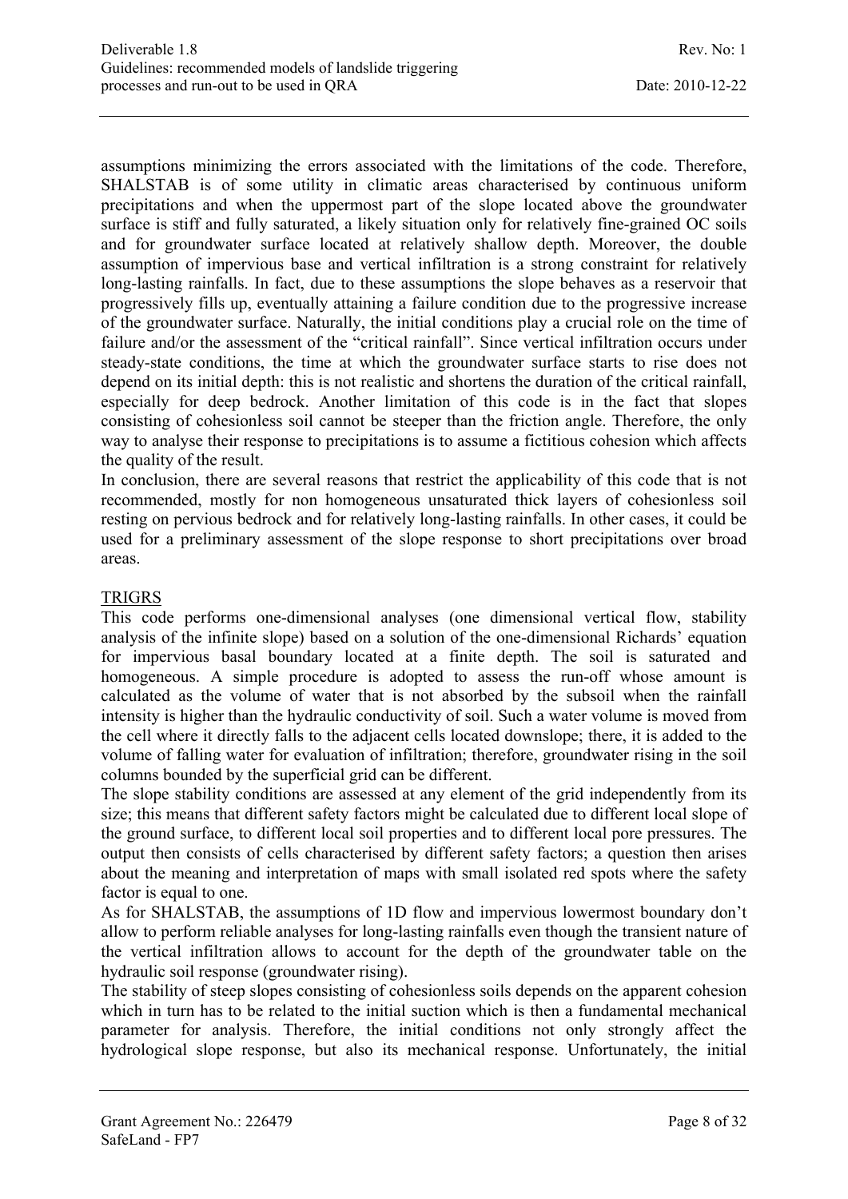assumptions minimizing the errors associated with the limitations of the code. Therefore, SHALSTAB is of some utility in climatic areas characterised by continuous uniform precipitations and when the uppermost part of the slope located above the groundwater surface is stiff and fully saturated, a likely situation only for relatively fine-grained OC soils and for groundwater surface located at relatively shallow depth. Moreover, the double assumption of impervious base and vertical infiltration is a strong constraint for relatively long-lasting rainfalls. In fact, due to these assumptions the slope behaves as a reservoir that progressively fills up, eventually attaining a failure condition due to the progressive increase of the groundwater surface. Naturally, the initial conditions play a crucial role on the time of failure and/or the assessment of the "critical rainfall". Since vertical infiltration occurs under steady-state conditions, the time at which the groundwater surface starts to rise does not depend on its initial depth: this is not realistic and shortens the duration of the critical rainfall, especially for deep bedrock. Another limitation of this code is in the fact that slopes consisting of cohesionless soil cannot be steeper than the friction angle. Therefore, the only way to analyse their response to precipitations is to assume a fictitious cohesion which affects the quality of the result.

In conclusion, there are several reasons that restrict the applicability of this code that is not recommended, mostly for non homogeneous unsaturated thick layers of cohesionless soil resting on pervious bedrock and for relatively long-lasting rainfalls. In other cases, it could be used for a preliminary assessment of the slope response to short precipitations over broad areas.

TRIGRS

This code performs one-dimensional analyses (one dimensional vertical flow, stability analysis of the infinite slope) based on a solution of the one-dimensional Richards' equation for impervious basal boundary located at a finite depth. The soil is saturated and homogeneous. A simple procedure is adopted to assess the run-off whose amount is calculated as the volume of water that is not absorbed by the subsoil when the rainfall intensity is higher than the hydraulic conductivity of soil. Such a water volume is moved from the cell where it directly falls to the adjacent cells located downslope; there, it is added to the volume of falling water for evaluation of infiltration; therefore, groundwater rising in the soil columns bounded by the superficial grid can be different.

The slope stability conditions are assessed at any element of the grid independently from its size; this means that different safety factors might be calculated due to different local slope of the ground surface, to different local soil properties and to different local pore pressures. The output then consists of cells characterised by different safety factors; a question then arises about the meaning and interpretation of maps with small isolated red spots where the safety factor is equal to one.

As for SHALSTAB, the assumptions of 1D flow and impervious lowermost boundary don't allow to perform reliable analyses for long-lasting rainfalls even though the transient nature of the vertical infiltration allows to account for the depth of the groundwater table on the hydraulic soil response (groundwater rising).

The stability of steep slopes consisting of cohesionless soils depends on the apparent cohesion which in turn has to be related to the initial suction which is then a fundamental mechanical parameter for analysis. Therefore, the initial conditions not only strongly affect the hydrological slope response, but also its mechanical response. Unfortunately, the initial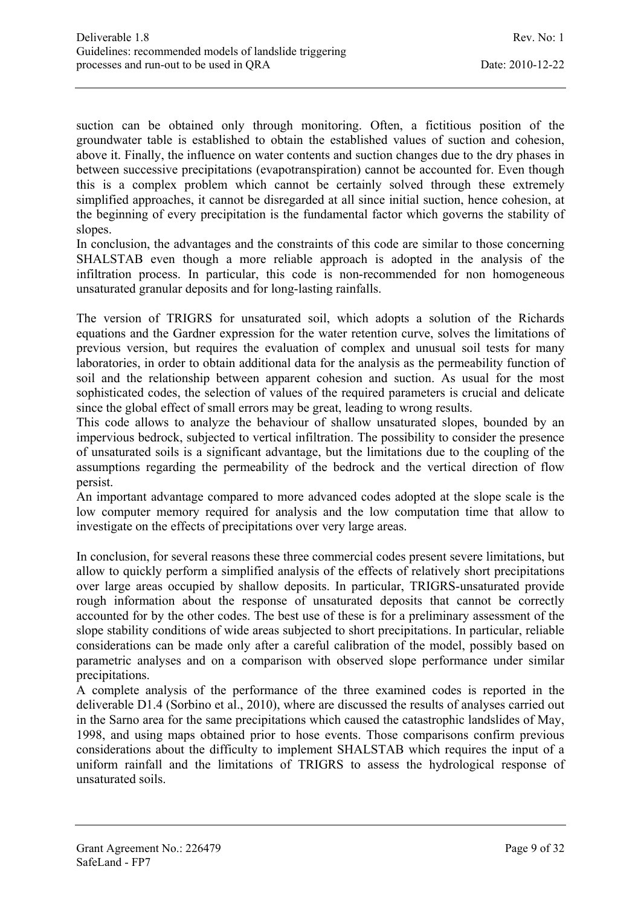suction can be obtained only through monitoring. Often, a fictitious position of the groundwater table is established to obtain the established values of suction and cohesion, above it. Finally, the influence on water contents and suction changes due to the dry phases in between successive precipitations (evapotranspiration) cannot be accounted for. Even though this is a complex problem which cannot be certainly solved through these extremely simplified approaches, it cannot be disregarded at all since initial suction, hence cohesion, at the beginning of every precipitation is the fundamental factor which governs the stability of slopes.

In conclusion, the advantages and the constraints of this code are similar to those concerning SHALSTAB even though a more reliable approach is adopted in the analysis of the infiltration process. In particular, this code is non-recommended for non homogeneous unsaturated granular deposits and for long-lasting rainfalls.

The version of TRIGRS for unsaturated soil, which adopts a solution of the Richards equations and the Gardner expression for the water retention curve, solves the limitations of previous version, but requires the evaluation of complex and unusual soil tests for many laboratories, in order to obtain additional data for the analysis as the permeability function of soil and the relationship between apparent cohesion and suction. As usual for the most sophisticated codes, the selection of values of the required parameters is crucial and delicate since the global effect of small errors may be great, leading to wrong results.

This code allows to analyze the behaviour of shallow unsaturated slopes, bounded by an impervious bedrock, subjected to vertical infiltration. The possibility to consider the presence of unsaturated soils is a significant advantage, but the limitations due to the coupling of the assumptions regarding the permeability of the bedrock and the vertical direction of flow persist.

An important advantage compared to more advanced codes adopted at the slope scale is the low computer memory required for analysis and the low computation time that allow to investigate on the effects of precipitations over very large areas.

In conclusion, for several reasons these three commercial codes present severe limitations, but allow to quickly perform a simplified analysis of the effects of relatively short precipitations over large areas occupied by shallow deposits. In particular, TRIGRS-unsaturated provide rough information about the response of unsaturated deposits that cannot be correctly accounted for by the other codes. The best use of these is for a preliminary assessment of the slope stability conditions of wide areas subjected to short precipitations. In particular, reliable considerations can be made only after a careful calibration of the model, possibly based on parametric analyses and on a comparison with observed slope performance under similar precipitations.

A complete analysis of the performance of the three examined codes is reported in the deliverable D1.4 (Sorbino et al., 2010), where are discussed the results of analyses carried out in the Sarno area for the same precipitations which caused the catastrophic landslides of May, 1998, and using maps obtained prior to hose events. Those comparisons confirm previous considerations about the difficulty to implement SHALSTAB which requires the input of a uniform rainfall and the limitations of TRIGRS to assess the hydrological response of unsaturated soils.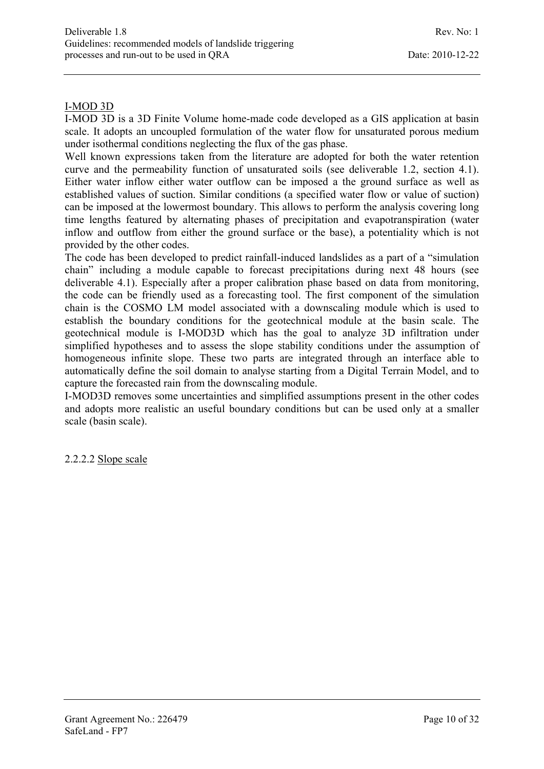I-MOD 3D

I-MOD 3D is a 3D Finite Volume home-made code developed as a GIS application at basin scale. It adopts an uncoupled formulation of the water flow for unsaturated porous medium under isothermal conditions neglecting the flux of the gas phase.

Well known expressions taken from the literature are adopted for both the water retention curve and the permeability function of unsaturated soils (see deliverable 1.2, section 4.1). Either water inflow either water outflow can be imposed a the ground surface as well as established values of suction. Similar conditions (a specified water flow or value of suction) can be imposed at the lowermost boundary. This allows to perform the analysis covering long time lengths featured by alternating phases of precipitation and evapotranspiration (water inflow and outflow from either the ground surface or the base), a potentiality which is not provided by the other codes.

The code has been developed to predict rainfall-induced landslides as a part of a "simulation chain" including a module capable to forecast precipitations during next 48 hours (see deliverable 4.1). Especially after a proper calibration phase based on data from monitoring, the code can be friendly used as a forecasting tool. The first component of the simulation chain is the COSMO LM model associated with a downscaling module which is used to establish the boundary conditions for the geotechnical module at the basin scale. The geotechnical module is I-MOD3D which has the goal to analyze 3D infiltration under simplified hypotheses and to assess the slope stability conditions under the assumption of homogeneous infinite slope. These two parts are integrated through an interface able to automatically define the soil domain to analyse starting from a Digital Terrain Model, and to capture the forecasted rain from the downscaling module.

I-MOD3D removes some uncertainties and simplified assumptions present in the other codes and adopts more realistic an useful boundary conditions but can be used only at a smaller scale (basin scale).

#### 2.2.2.2 Slope scale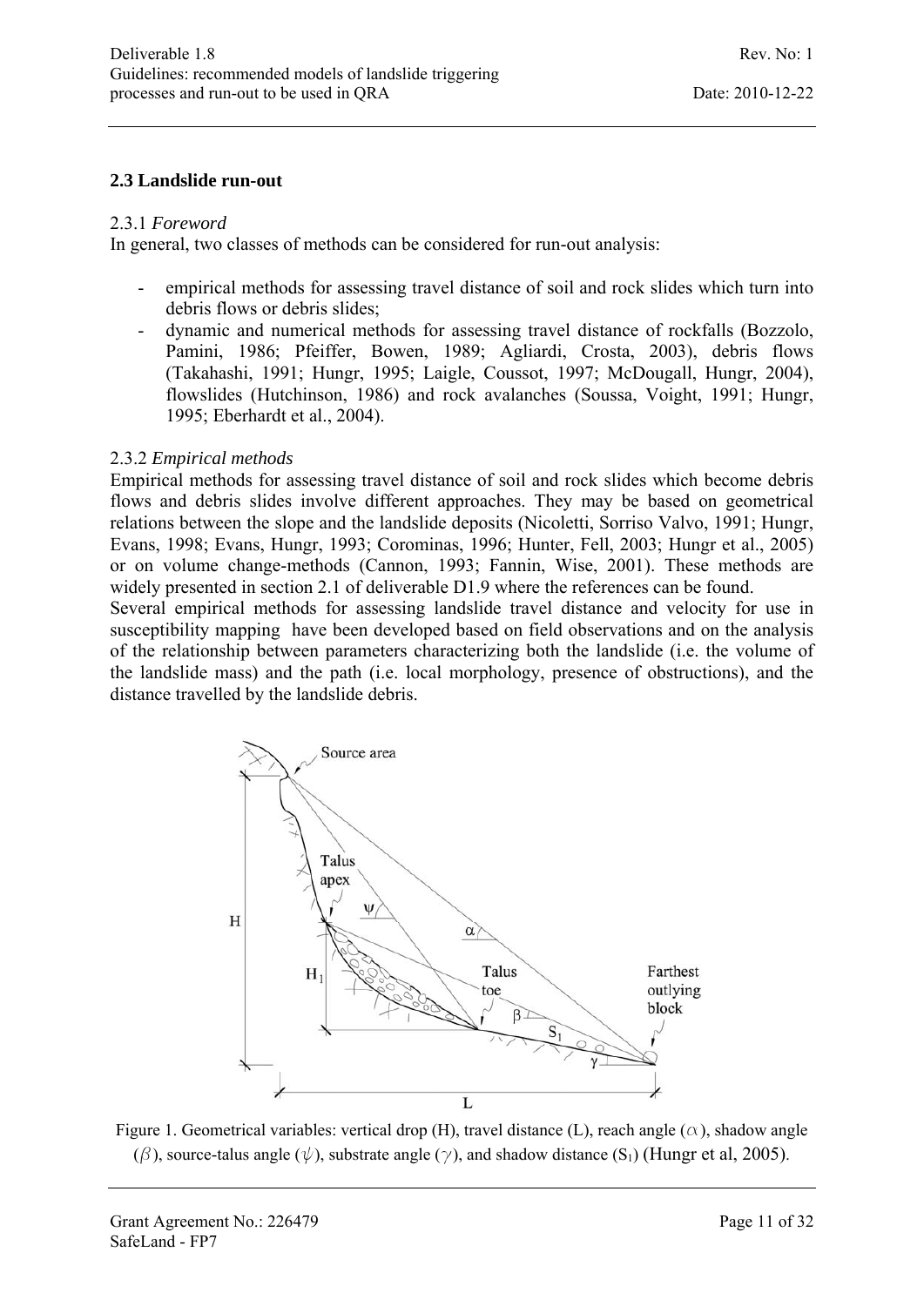## 2.3 Landslide run-out

2.3.1 *Foreword*

In general, two classes of methods can be considered for run-out analysis:

- empirical methods for assessing travel distance of soil and rock slides which turn into debris flows or debris slides;
- dynamic and numerical methods for assessing travel distance of rockfalls (Bozzolo, Pamini, 1986; Pfeiffer, Bowen, 1989; Agliardi, Crosta, 2003), debris flows (Takahashi, 1991; Hungr, 1995; Laigle, Coussot, 1997; McDougall, Hungr, 2004), flowslides (Hutchinson, 1986) and rock avalanches (Soussa, Voight, 1991; Hungr, 1995; Eberhardt et al., 2004).

2.3.2 *Empirical methods*

Empirical methods for assessing travel distance of soil and rock slides which become debris flows and debris slides involve different approaches. They may be based on geometrical relations between the slope and the landslide deposits (Nicoletti, Sorriso Valvo, 1991; Hungr, Evans, 1998; Evans, Hungr, 1993; Corominas, 1996; Hunter, Fell, 2003; Hungr et al., 2005) or on volume change-methods (Cannon, 1993; Fannin, Wise, 2001). These methods are widely presented in section 2.1 of deliverable D1.9 where the references can be found.

Several empirical methods for assessing landslide travel distance and velocity for use in susceptibility mapping have been developed based on field observations and on the analysis of the relationship between parameters characterizing both the landslide (i.e. the volume of the landslide mass) and the path (i.e. local morphology, presence of obstructions), and the distance travelled by the landslide debris.

Figure 1. Geometrical variables: vertical drop (H), travel distance (L), reach angle ($\alpha$), shadow angle ($\beta$), source-talus angle ($\psi$), substrate angle ($\gamma$), and shadow distance ($S_1$) (Hungr et al, 2005).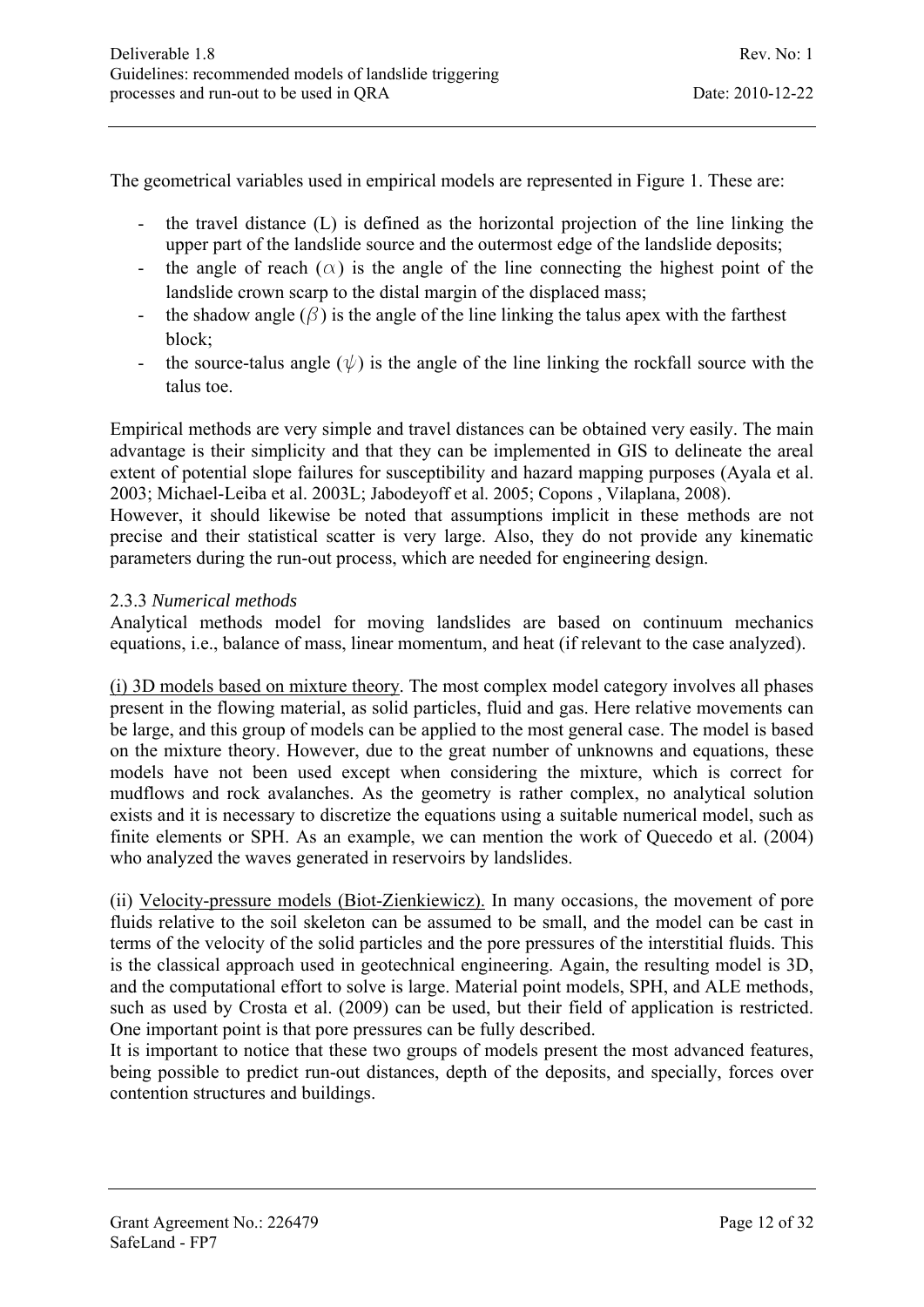The geometrical variables used in empirical models are represented in Figure 1. These are:

- the travel distance (L) is defined as the horizontal projection of the line linking the upper part of the landslide source and the outermost edge of the landslide deposits;
- the angle of reach ($\alpha$) is the angle of the line connecting the highest point of the landslide crown scarp to the distal margin of the displaced mass;
- the shadow angle ($\beta$) is the angle of the line linking the talus apex with the farthest block;
- the source-talus angle ($\psi$) is the angle of the line linking the rockfall source with the talus toe.

Empirical methods are very simple and travel distances can be obtained very easily. The main advantage is their simplicity and that they can be implemented in GIS to delineate the areal extent of potential slope failures for susceptibility and hazard mapping purposes (Ayala et al. 2003; Michael-Leiba et al. 2003L; Jabodeyoff et al. 2005; Copons , Vilaplana, 2008).
However, it should likewise be noted that assumptions implicit in these methods are not precise and their statistical scatter is very large. Also, they do not provide any kinematic parameters during the run-out process, which are needed for engineering design.

### 2.3.3 *Numerical methods*

Analytical methods model for moving landslides are based on continuum mechanics equations, i.e., balance of mass, linear momentum, and heat (if relevant to the case analyzed).

<u>(i) 3D models based on mixture theory</u>. The most complex model category involves all phases present in the flowing material, as solid particles, fluid and gas. Here relative movements can be large, and this group of models can be applied to the most general case. The model is based on the mixture theory. However, due to the great number of unknowns and equations, these models have not been used except when considering the mixture, which is correct for mudflows and rock avalanches. As the geometry is rather complex, no analytical solution exists and it is necessary to discretize the equations using a suitable numerical model, such as finite elements or SPH. As an example, we can mention the work of Quecedo et al. (2004) who analyzed the waves generated in reservoirs by landslides.

(ii) <u>Velocity-pressure models (Biot-Zienkiewicz).</u> In many occasions, the movement of pore fluids relative to the soil skeleton can be assumed to be small, and the model can be cast in terms of the velocity of the solid particles and the pore pressures of the interstitial fluids. This is the classical approach used in geotechnical engineering. Again, the resulting model is 3D, and the computational effort to solve is large. Material point models, SPH, and ALE methods, such as used by Crosta et al. (2009) can be used, but their field of application is restricted. One important point is that pore pressures can be fully described.
It is important to notice that these two groups of models present the most advanced features, being possible to predict run-out distances, depth of the deposits, and specially, forces over contention structures and buildings.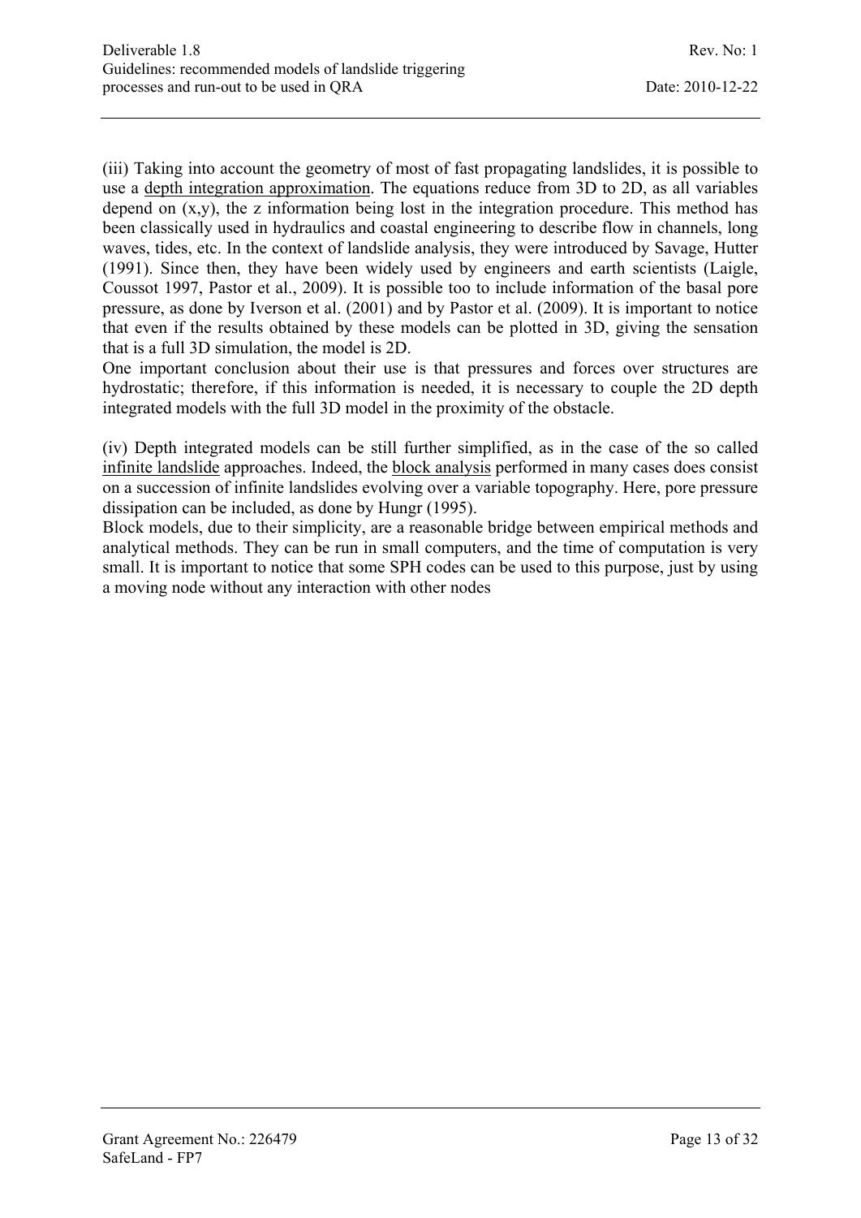(iii) Taking into account the geometry of most of fast propagating landslides, it is possible to use a depth integration approximation. The equations reduce from 3D to 2D, as all variables depend on (x,y), the z information being lost in the integration procedure. This method has been classically used in hydraulics and coastal engineering to describe flow in channels, long waves, tides, etc. In the context of landslide analysis, they were introduced by Savage, Hutter (1991). Since then, they have been widely used by engineers and earth scientists (Laigle, Coussot 1997, Pastor et al., 2009). It is possible too to include information of the basal pore pressure, as done by Iverson et al. (2001) and by Pastor et al. (2009). It is important to notice that even if the results obtained by these models can be plotted in 3D, giving the sensation that is a full 3D simulation, the model is 2D.

One important conclusion about their use is that pressures and forces over structures are hydrostatic; therefore, if this information is needed, it is necessary to couple the 2D depth integrated models with the full 3D model in the proximity of the obstacle.

(iv) Depth integrated models can be still further simplified, as in the case of the so called infinite landslide approaches. Indeed, the block analysis performed in many cases does consist on a succession of infinite landslides evolving over a variable topography. Here, pore pressure dissipation can be included, as done by Hungr (1995).

Block models, due to their simplicity, are a reasonable bridge between empirical methods and analytical methods. They can be run in small computers, and the time of computation is very small. It is important to notice that some SPH codes can be used to this purpose, just by using a moving node without any interaction with other nodes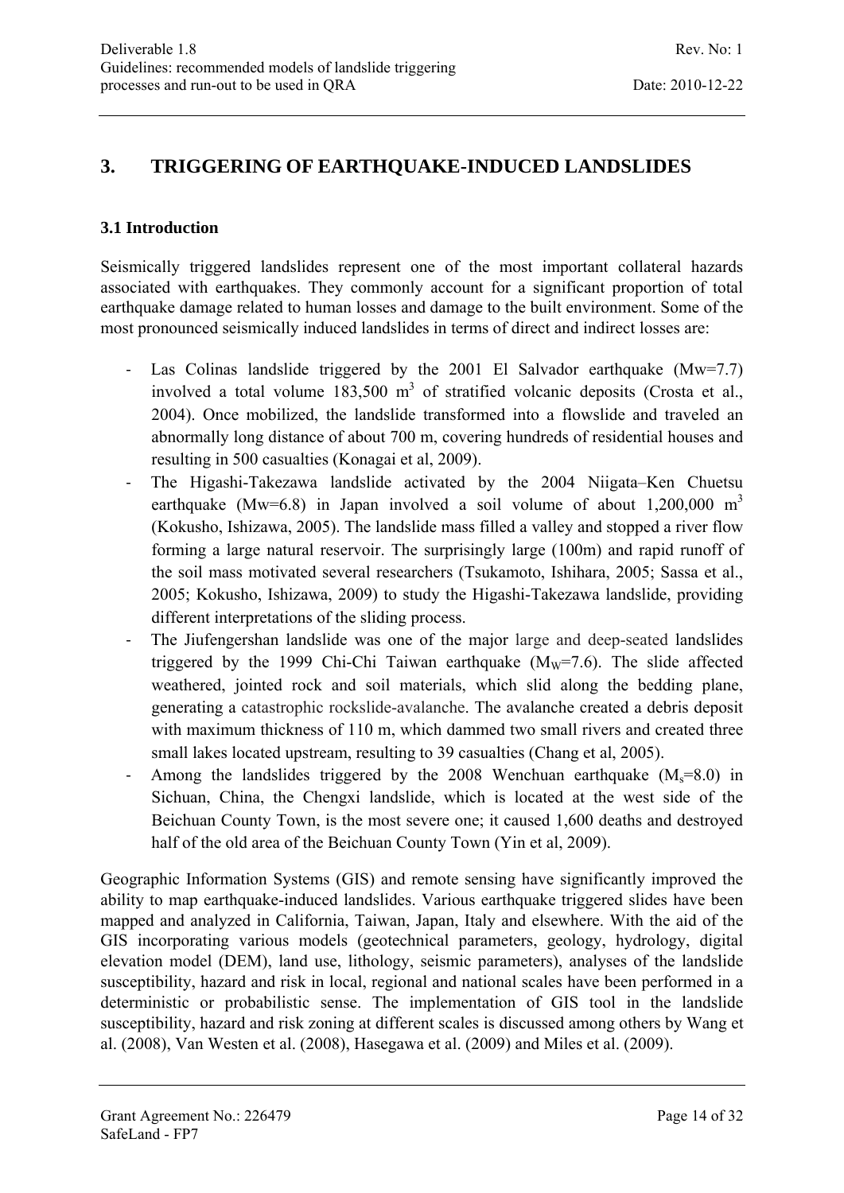# 3. TRIGGERING OF EARTHQUAKE-INDUCED LANDSLIDES

## 3.1 Introduction

Seismically triggered landslides represent one of the most important collateral hazards associated with earthquakes. They commonly account for a significant proportion of total earthquake damage related to human losses and damage to the built environment. Some of the most pronounced seismically induced landslides in terms of direct and indirect losses are:

- Las Colinas landslide triggered by the 2001 El Salvador earthquake (Mw=7.7) involved a total volume 183,500 $m^3$ of stratified volcanic deposits (Crosta et al., 2004). Once mobilized, the landslide transformed into a flowslide and traveled an abnormally long distance of about 700 m, covering hundreds of residential houses and resulting in 500 casualties (Konagai et al, 2009).
- The Higashi-Takezawa landslide activated by the 2004 Niigata–Ken Chuetsu earthquake (Mw=6.8) in Japan involved a soil volume of about 1,200,000 $m^3$ (Kokusho, Ishizawa, 2005). The landslide mass filled a valley and stopped a river flow forming a large natural reservoir. The surprisingly large (100m) and rapid runoff of the soil mass motivated several researchers (Tsukamoto, Ishihara, 2005; Sassa et al., 2005; Kokusho, Ishizawa, 2009) to study the Higashi-Takezawa landslide, providing different interpretations of the sliding process.
- The Jiufengershan landslide was one of the major large and deep-seated landslides triggered by the 1999 Chi-Chi Taiwan earthquake ($M_W$=7.6). The slide affected weathered, jointed rock and soil materials, which slid along the bedding plane, generating a catastrophic rockslide-avalanche. The avalanche created a debris deposit with maximum thickness of 110 m, which dammed two small rivers and created three small lakes located upstream, resulting to 39 casualties (Chang et al, 2005).
- Among the landslides triggered by the 2008 Wenchuan earthquake ($M_s$=8.0) in Sichuan, China, the Chengxi landslide, which is located at the west side of the Beichuan County Town, is the most severe one; it caused 1,600 deaths and destroyed half of the old area of the Beichuan County Town (Yin et al, 2009).

Geographic Information Systems (GIS) and remote sensing have significantly improved the ability to map earthquake-induced landslides. Various earthquake triggered slides have been mapped and analyzed in California, Taiwan, Japan, Italy and elsewhere. With the aid of the GIS incorporating various models (geotechnical parameters, geology, hydrology, digital elevation model (DEM), land use, lithology, seismic parameters), analyses of the landslide susceptibility, hazard and risk in local, regional and national scales have been performed in a deterministic or probabilistic sense. The implementation of GIS tool in the landslide susceptibility, hazard and risk zoning at different scales is discussed among others by Wang et al. (2008), Van Westen et al. (2008), Hasegawa et al. (2009) and Miles et al. (2009).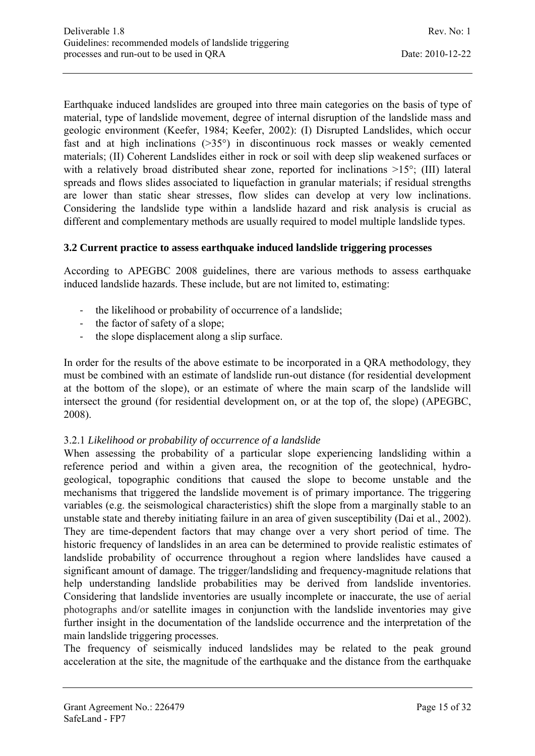Earthquake induced landslides are grouped into three main categories on the basis of type of material, type of landslide movement, degree of internal disruption of the landslide mass and geologic environment (Keefer, 1984; Keefer, 2002): (I) Disrupted Landslides, which occur fast and at high inclinations (>35°) in discontinuous rock masses or weakly cemented materials; (II) Coherent Landslides either in rock or soil with deep slip weakened surfaces or with a relatively broad distributed shear zone, reported for inclinations >15°; (III) lateral spreads and flows slides associated to liquefaction in granular materials; if residual strengths are lower than static shear stresses, flow slides can develop at very low inclinations. Considering the landslide type within a landslide hazard and risk analysis is crucial as different and complementary methods are usually required to model multiple landslide types.

### 3.2 Current practice to assess earthquake induced landslide triggering processes

According to APEGBC 2008 guidelines, there are various methods to assess earthquake induced landslide hazards. These include, but are not limited to, estimating:

- the likelihood or probability of occurrence of a landslide;
- the factor of safety of a slope;
- the slope displacement along a slip surface.

In order for the results of the above estimate to be incorporated in a QRA methodology, they must be combined with an estimate of landslide run-out distance (for residential development at the bottom of the slope), or an estimate of where the main scarp of the landslide will intersect the ground (for residential development on, or at the top of, the slope) (APEGBC, 2008).

#### 3.2.1 *Likelihood or probability of occurrence of a landslide*

When assessing the probability of a particular slope experiencing landsliding within a reference period and within a given area, the recognition of the geotechnical, hydro-geological, topographic conditions that caused the slope to become unstable and the mechanisms that triggered the landslide movement is of primary importance. The triggering variables (e.g. the seismological characteristics) shift the slope from a marginally stable to an unstable state and thereby initiating failure in an area of given susceptibility (Dai et al., 2002). They are time-dependent factors that may change over a very short period of time. The historic frequency of landslides in an area can be determined to provide realistic estimates of landslide probability of occurrence throughout a region where landslides have caused a significant amount of damage. The trigger/landsliding and frequency-magnitude relations that help understanding landslide probabilities may be derived from landslide inventories. Considering that landslide inventories are usually incomplete or inaccurate, the use of aerial photographs and/or satellite images in conjunction with the landslide inventories may give further insight in the documentation of the landslide occurrence and the interpretation of the main landslide triggering processes.

The frequency of seismically induced landslides may be related to the peak ground acceleration at the site, the magnitude of the earthquake and the distance from the earthquake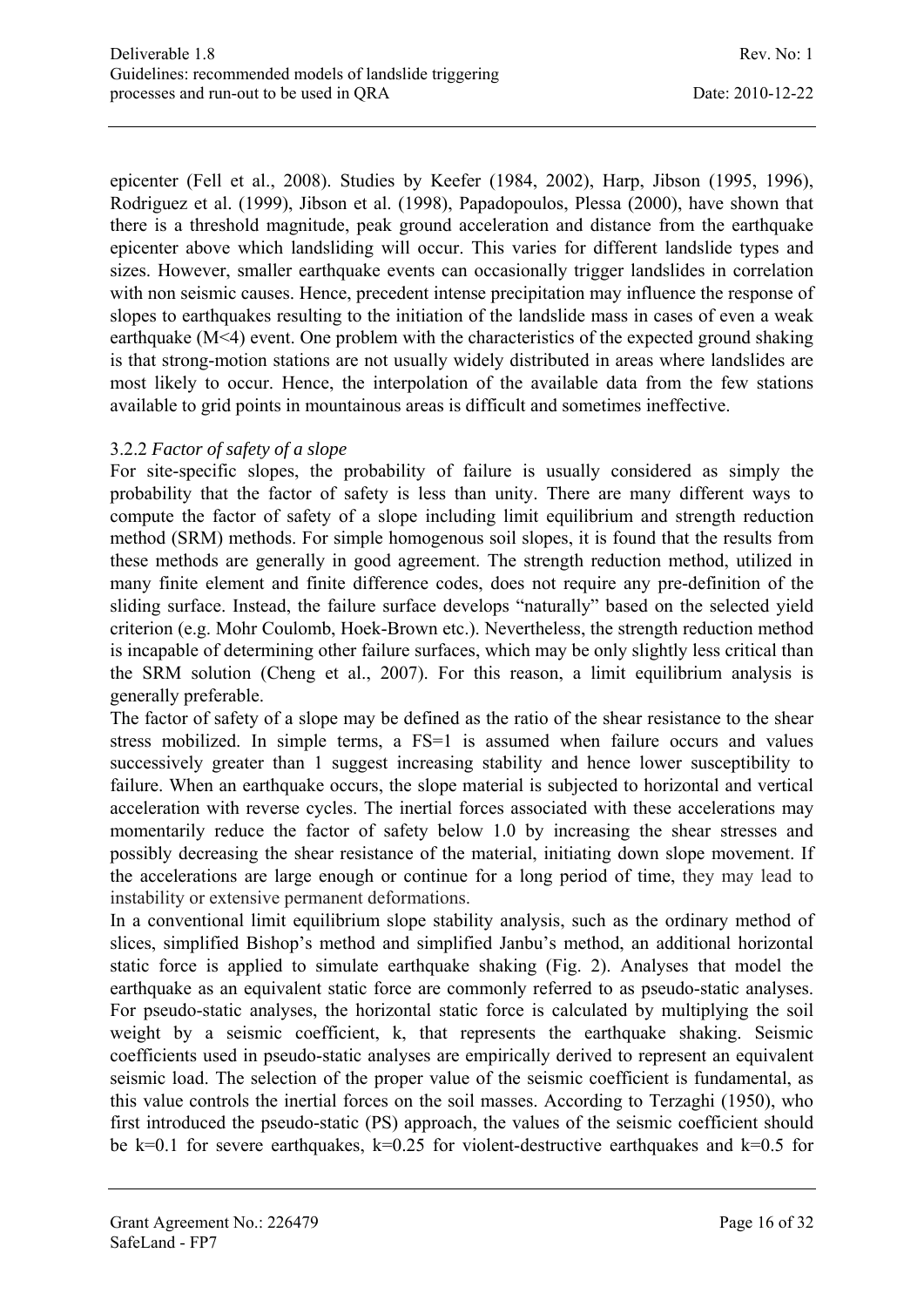epicenter (Fell et al., 2008). Studies by Keefer (1984, 2002), Harp, Jibson (1995, 1996), Rodriguez et al. (1999), Jibson et al. (1998), Papadopoulos, Plessa (2000), have shown that there is a threshold magnitude, peak ground acceleration and distance from the earthquake epicenter above which landsliding will occur. This varies for different landslide types and sizes. However, smaller earthquake events can occasionally trigger landslides in correlation with non seismic causes. Hence, precedent intense precipitation may influence the response of slopes to earthquakes resulting to the initiation of the landslide mass in cases of even a weak earthquake (M<4) event. One problem with the characteristics of the expected ground shaking is that strong-motion stations are not usually widely distributed in areas where landslides are most likely to occur. Hence, the interpolation of the available data from the few stations available to grid points in mountainous areas is difficult and sometimes ineffective.

### 3.2.2 *Factor of safety of a slope*

For site-specific slopes, the probability of failure is usually considered as simply the probability that the factor of safety is less than unity. There are many different ways to compute the factor of safety of a slope including limit equilibrium and strength reduction method (SRM) methods. For simple homogenous soil slopes, it is found that the results from these methods are generally in good agreement. The strength reduction method, utilized in many finite element and finite difference codes, does not require any pre-definition of the sliding surface. Instead, the failure surface develops "naturally" based on the selected yield criterion (e.g. Mohr Coulomb, Hoek-Brown etc.). Nevertheless, the strength reduction method is incapable of determining other failure surfaces, which may be only slightly less critical than the SRM solution (Cheng et al., 2007). For this reason, a limit equilibrium analysis is generally preferable.

The factor of safety of a slope may be defined as the ratio of the shear resistance to the shear stress mobilized. In simple terms, a FS=1 is assumed when failure occurs and values successively greater than 1 suggest increasing stability and hence lower susceptibility to failure. When an earthquake occurs, the slope material is subjected to horizontal and vertical acceleration with reverse cycles. The inertial forces associated with these accelerations may momentarily reduce the factor of safety below 1.0 by increasing the shear stresses and possibly decreasing the shear resistance of the material, initiating down slope movement. If the accelerations are large enough or continue for a long period of time, they may lead to instability or extensive permanent deformations.

In a conventional limit equilibrium slope stability analysis, such as the ordinary method of slices, simplified Bishop's method and simplified Janbu's method, an additional horizontal static force is applied to simulate earthquake shaking (Fig. 2). Analyses that model the earthquake as an equivalent static force are commonly referred to as pseudo-static analyses. For pseudo-static analyses, the horizontal static force is calculated by multiplying the soil weight by a seismic coefficient, k, that represents the earthquake shaking. Seismic coefficients used in pseudo-static analyses are empirically derived to represent an equivalent seismic load. The selection of the proper value of the seismic coefficient is fundamental, as this value controls the inertial forces on the soil masses. According to Terzaghi (1950), who first introduced the pseudo-static (PS) approach, the values of the seismic coefficient should be k=0.1 for severe earthquakes, k=0.25 for violent-destructive earthquakes and k=0.5 for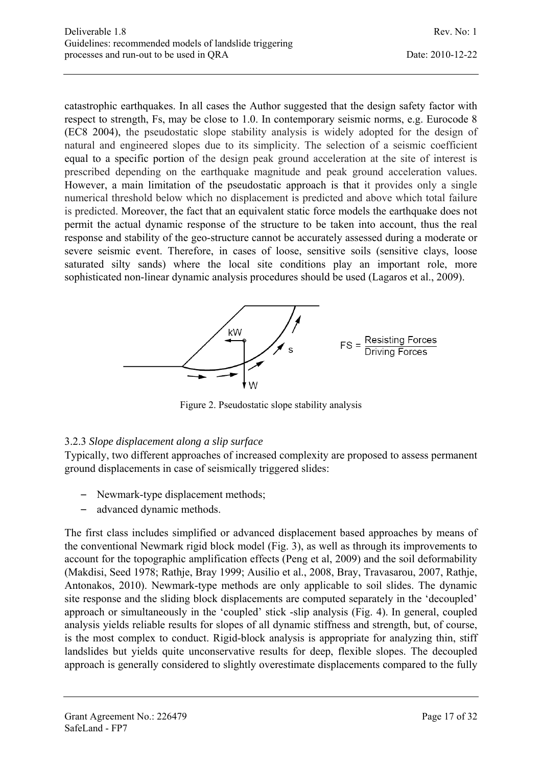catastrophic earthquakes. In all cases the Author suggested that the design safety factor with respect to strength, Fs, may be close to 1.0. In contemporary seismic norms, e.g. Eurocode 8 (EC8 2004), the pseudostatic slope stability analysis is widely adopted for the design of natural and engineered slopes due to its simplicity. The selection of a seismic coefficient equal to a specific portion of the design peak ground acceleration at the site of interest is prescribed depending on the earthquake magnitude and peak ground acceleration values. However, a main limitation of the pseudostatic approach is that it provides only a single numerical threshold below which no displacement is predicted and above which total failure is predicted. Moreover, the fact that an equivalent static force models the earthquake does not permit the actual dynamic response of the structure to be taken into account, thus the real response and stability of the geo-structure cannot be accurately assessed during a moderate or severe seismic event. Therefore, in cases of loose, sensitive soils (sensitive clays, loose saturated silty sands) where the local site conditions play an important role, more sophisticated non-linear dynamic analysis procedures should be used (Lagaros et al., 2009).

$$FS = \frac{\text{Resisting Forces}}{\text{Driving Forces}}$$

Figure 2. Pseudostatic slope stability analysis

### 3.2.3 *Slope displacement along a slip surface*

Typically, two different approaches of increased complexity are proposed to assess permanent ground displacements in case of seismically triggered slides:

- Newmark-type displacement methods;
- advanced dynamic methods.

The first class includes simplified or advanced displacement based approaches by means of the conventional Newmark rigid block model (Fig. 3), as well as through its improvements to account for the topographic amplification effects (Peng et al, 2009) and the soil deformability (Makdisi, Seed 1978; Rathje, Bray 1999; Ausilio et al., 2008, Bray, Travasarou, 2007, Rathje, Antonakos, 2010). Newmark-type methods are only applicable to soil slides. The dynamic site response and the sliding block displacements are computed separately in the 'decoupled' approach or simultaneously in the 'coupled' stick -slip analysis (Fig. 4). In general, coupled analysis yields reliable results for slopes of all dynamic stiffness and strength, but, of course, is the most complex to conduct. Rigid-block analysis is appropriate for analyzing thin, stiff landslides but yields quite unconservative results for deep, flexible slopes. The decoupled approach is generally considered to slightly overestimate displacements compared to the fully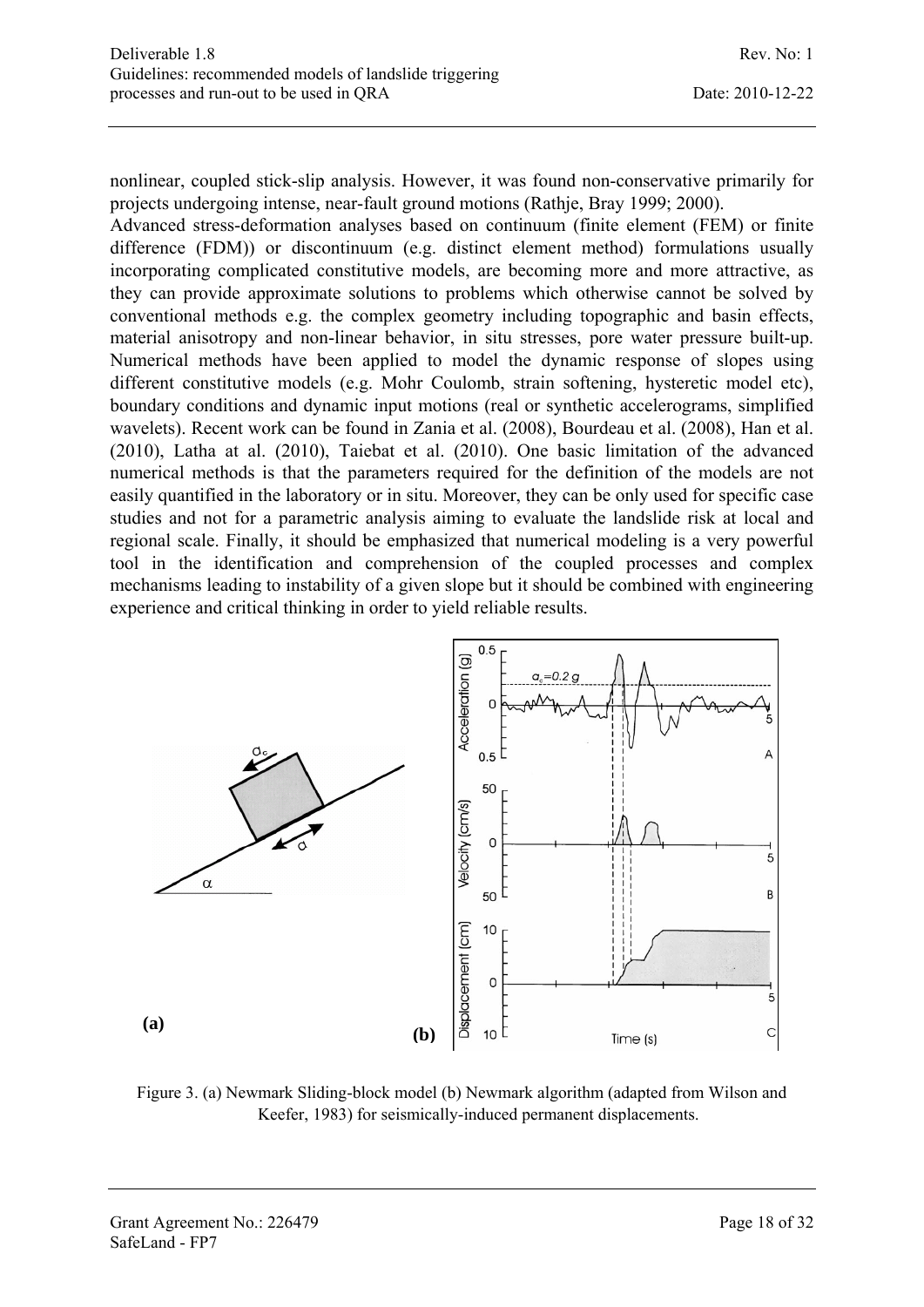nonlinear, coupled stick-slip analysis. However, it was found non-conservative primarily for projects undergoing intense, near-fault ground motions (Rathje, Bray 1999; 2000).

Advanced stress-deformation analyses based on continuum (finite element (FEM) or finite difference (FDM)) or discontinuum (e.g. distinct element method) formulations usually incorporating complicated constitutive models, are becoming more and more attractive, as they can provide approximate solutions to problems which otherwise cannot be solved by conventional methods e.g. the complex geometry including topographic and basin effects, material anisotropy and non-linear behavior, in situ stresses, pore water pressure built-up. Numerical methods have been applied to model the dynamic response of slopes using different constitutive models (e.g. Mohr Coulomb, strain softening, hysteretic model etc), boundary conditions and dynamic input motions (real or synthetic accelerograms, simplified wavelets). Recent work can be found in Zania et al. (2008), Bourdeau et al. (2008), Han et al. (2010), Latha at al. (2010), Taiebat et al. (2010). One basic limitation of the advanced numerical methods is that the parameters required for the definition of the models are not easily quantified in the laboratory or in situ. Moreover, they can be only used for specific case studies and not for a parametric analysis aiming to evaluate the landslide risk at local and regional scale. Finally, it should be emphasized that numerical modeling is a very powerful tool in the identification and comprehension of the coupled processes and complex mechanisms leading to instability of a given slope but it should be combined with engineering experience and critical thinking in order to yield reliable results.

**(a)** **(b)**

Figure 3. (a) Newmark Sliding-block model (b) Newmark algorithm (adapted from Wilson and Keefer, 1983) for seismically-induced permanent displacements.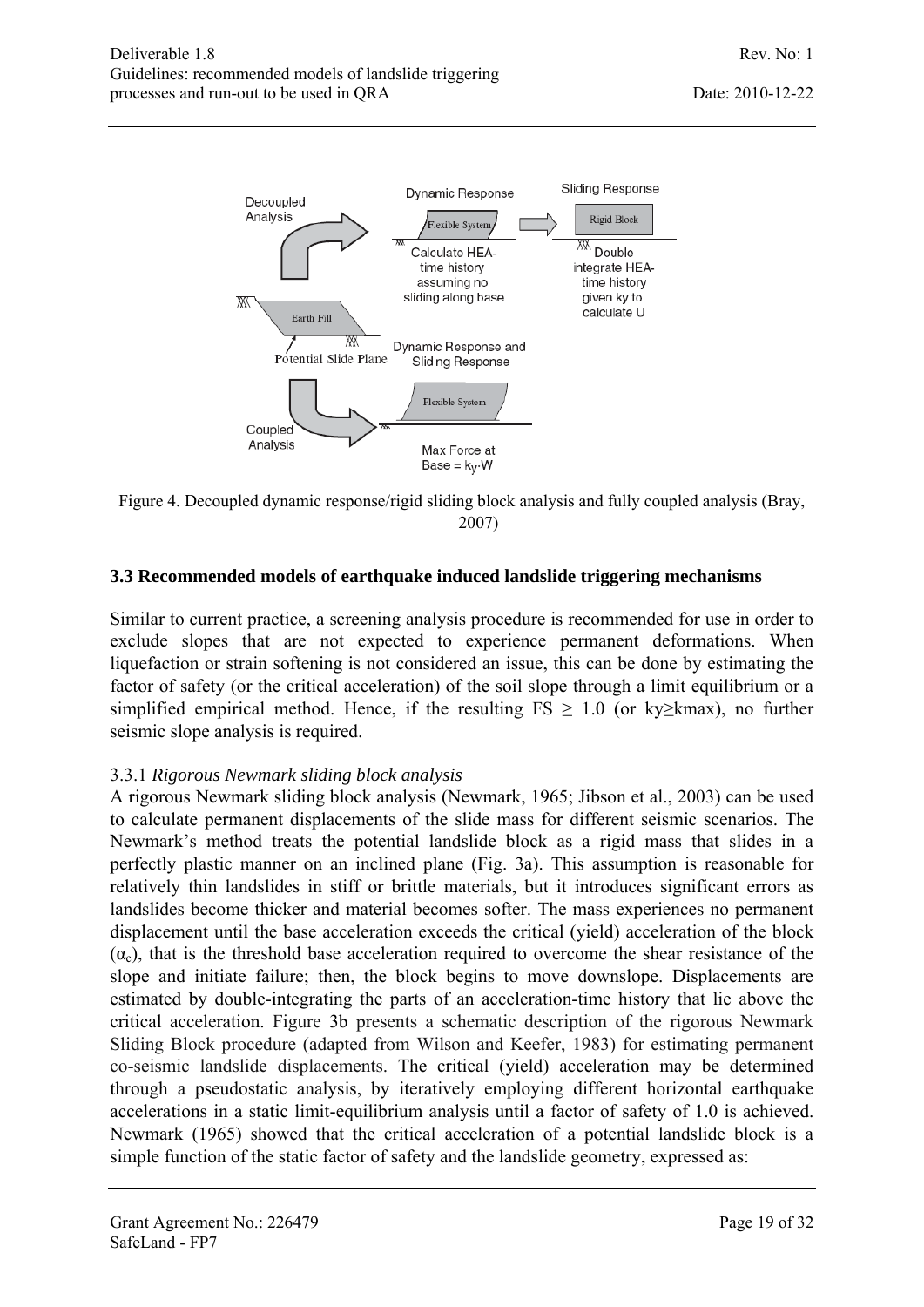Figure 4. Decoupled dynamic response/rigid sliding block analysis and fully coupled analysis (Bray, 2007)

### 3.3 Recommended models of earthquake induced landslide triggering mechanisms

Similar to current practice, a screening analysis procedure is recommended for use in order to exclude slopes that are not expected to experience permanent deformations. When liquefaction or strain softening is not considered an issue, this can be done by estimating the factor of safety (or the critical acceleration) of the soil slope through a limit equilibrium or a simplified empirical method. Hence, if the resulting FS $\geq$ 1.0 (or $k_y \geq k_{max}$), no further seismic slope analysis is required.

#### 3.3.1 *Rigorous Newmark sliding block analysis*

A rigorous Newmark sliding block analysis (Newmark, 1965; Jibson et al., 2003) can be used to calculate permanent displacements of the slide mass for different seismic scenarios. The Newmark's method treats the potential landslide block as a rigid mass that slides in a perfectly plastic manner on an inclined plane (Fig. 3a). This assumption is reasonable for relatively thin landslides in stiff or brittle materials, but it introduces significant errors as landslides become thicker and material becomes softer. The mass experiences no permanent displacement until the base acceleration exceeds the critical (yield) acceleration of the block ($\alpha_c$), that is the threshold base acceleration required to overcome the shear resistance of the slope and initiate failure; then, the block begins to move downslope. Displacements are estimated by double-integrating the parts of an acceleration-time history that lie above the critical acceleration. Figure 3b presents a schematic description of the rigorous Newmark Sliding Block procedure (adapted from Wilson and Keefer, 1983) for estimating permanent co-seismic landslide displacements. The critical (yield) acceleration may be determined through a pseudostatic analysis, by iteratively employing different horizontal earthquake accelerations in a static limit-equilibrium analysis until a factor of safety of 1.0 is achieved. Newmark (1965) showed that the critical acceleration of a potential landslide block is a simple function of the static factor of safety and the landslide geometry, expressed as: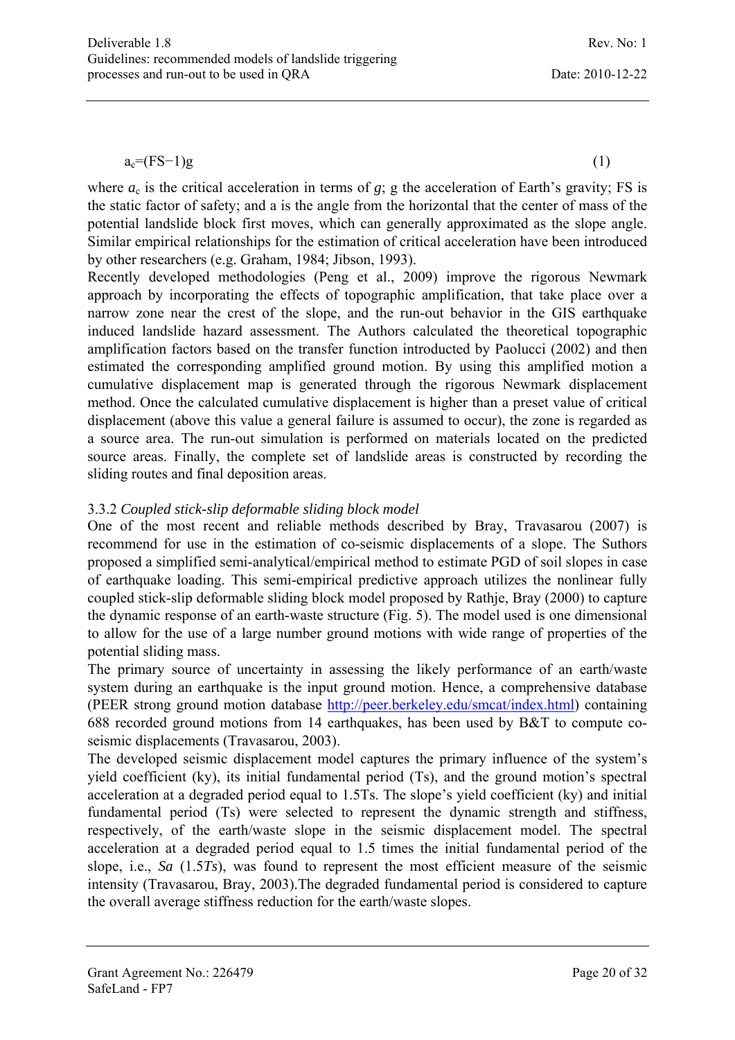$$a_c=(FS-1)g \quad (1)$$

where $a_c$ is the critical acceleration in terms of $g$; g the acceleration of Earth's gravity; FS is the static factor of safety; and a is the angle from the horizontal that the center of mass of the potential landslide block first moves, which can generally approximated as the slope angle. Similar empirical relationships for the estimation of critical acceleration have been introduced by other researchers (e.g. Graham, 1984; Jibson, 1993).

Recently developed methodologies (Peng et al., 2009) improve the rigorous Newmark approach by incorporating the effects of topographic amplification, that take place over a narrow zone near the crest of the slope, and the run-out behavior in the GIS earthquake induced landslide hazard assessment. The Authors calculated the theoretical topographic amplification factors based on the transfer function introducted by Paolucci (2002) and then estimated the corresponding amplified ground motion. By using this amplified motion a cumulative displacement map is generated through the rigorous Newmark displacement method. Once the calculated cumulative displacement is higher than a preset value of critical displacement (above this value a general failure is assumed to occur), the zone is regarded as a source area. The run-out simulation is performed on materials located on the predicted source areas. Finally, the complete set of landslide areas is constructed by recording the sliding routes and final deposition areas.

### 3.3.2 *Coupled stick-slip deformable sliding block model*

One of the most recent and reliable methods described by Bray, Travasarou (2007) is recommend for use in the estimation of co-seismic displacements of a slope. The Suthors proposed a simplified semi-analytical/empirical method to estimate PGD of soil slopes in case of earthquake loading. This semi-empirical predictive approach utilizes the nonlinear fully coupled stick-slip deformable sliding block model proposed by Rathje, Bray (2000) to capture the dynamic response of an earth-waste structure (Fig. 5). The model used is one dimensional to allow for the use of a large number ground motions with wide range of properties of the potential sliding mass.

The primary source of uncertainty in assessing the likely performance of an earth/waste system during an earthquake is the input ground motion. Hence, a comprehensive database (PEER strong ground motion database http://peer.berkeley.edu/smcat/index.html) containing 688 recorded ground motions from 14 earthquakes, has been used by B&T to compute co-seismic displacements (Travasarou, 2003).

The developed seismic displacement model captures the primary influence of the system's yield coefficient (ky), its initial fundamental period (Ts), and the ground motion's spectral acceleration at a degraded period equal to 1.5Ts. The slope's yield coefficient (ky) and initial fundamental period (Ts) were selected to represent the dynamic strength and stiffness, respectively, of the earth/waste slope in the seismic displacement model. The spectral acceleration at a degraded period equal to 1.5 times the initial fundamental period of the slope, i.e., *Sa* (1.5*Ts*), was found to represent the most efficient measure of the seismic intensity (Travasarou, Bray, 2003).The degraded fundamental period is considered to capture the overall average stiffness reduction for the earth/waste slopes.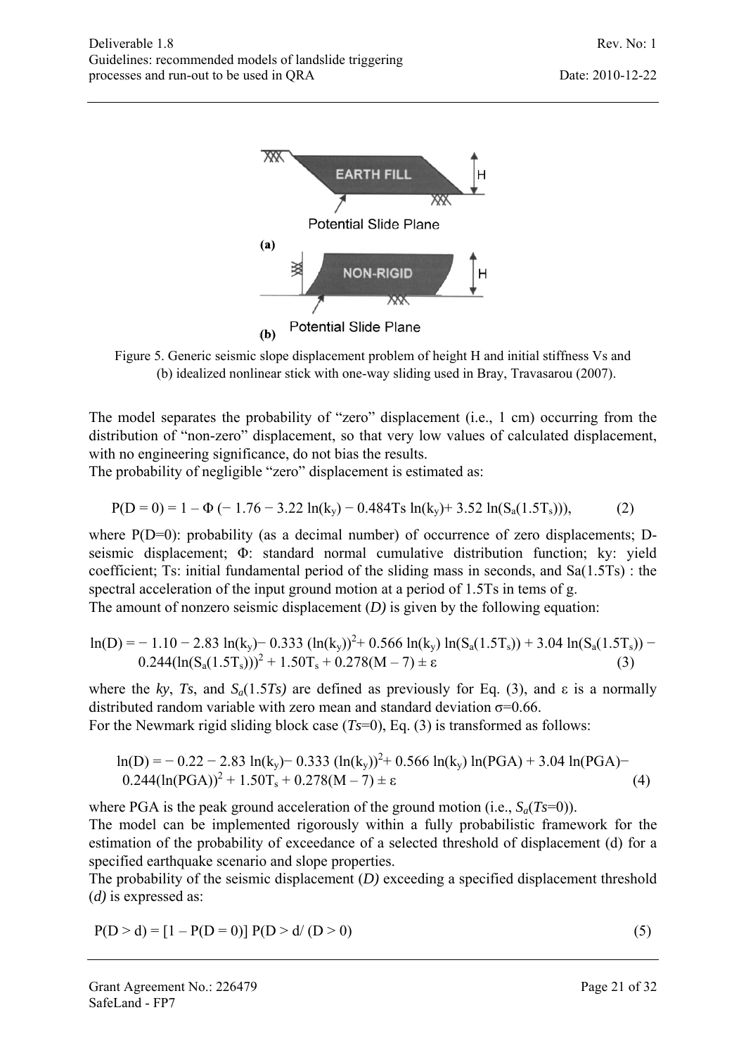Figure 5. Generic seismic slope displacement problem of height H and initial stiffness Vs and (b) idealized nonlinear stick with one-way sliding used in Bray, Travasarou (2007).

The model separates the probability of "zero" displacement (i.e., 1 cm) occurring from the distribution of "non-zero" displacement, so that very low values of calculated displacement, with no engineering significance, do not bias the results.
The probability of negligible "zero" displacement is estimated as:

$$P(D = 0) = 1 - \Phi\,(-1.76 - 3.22 \ln(k_y) - 0.484 Ts \ln(k_y) + 3.52 \ln(S_a(1.5T_s))), \qquad (2)$$

where P(D=0): probability (as a decimal number) of occurrence of zero displacements; D- seismic displacement; Φ: standard normal cumulative distribution function; ky: yield coefficient; Ts: initial fundamental period of the sliding mass in seconds, and Sa(1.5Ts) : the spectral acceleration of the input ground motion at a period of 1.5Ts in tems of g.
The amount of nonzero seismic displacement (*D)* is given by the following equation:

$$\ln(D) = -1.10 - 2.83 \ln(k_y) - 0.333 (\ln(k_y))^2 + 0.566 \ln(k_y) \ln(S_a(1.5T_s)) + 3.04 \ln(S_a(1.5T_s)) - 0.244(\ln(S_a(1.5T_s)))^2 + 1.50T_s + 0.278(M - 7) \pm \varepsilon \qquad (3)$$

where the *ky*, *Ts*, and $S_a(1.5Ts)$ are defined as previously for Eq. (3), and ε is a normally distributed random variable with zero mean and standard deviation σ=0.66.
For the Newmark rigid sliding block case (*Ts*=0), Eq. (3) is transformed as follows:

$$\ln(D) = -0.22 - 2.83 \ln(k_y) - 0.333 (\ln(k_y))^2 + 0.566 \ln(k_y) \ln(PGA) + 3.04 \ln(PGA) - 0.244(\ln(PGA))^2 + 1.50T_s + 0.278(M - 7) \pm \varepsilon \qquad (4)$$

where PGA is the peak ground acceleration of the ground motion (i.e., $S_a(Ts=0)$).
The model can be implemented rigorously within a fully probabilistic framework for the estimation of the probability of exceedance of a selected threshold of displacement (d) for a specified earthquake scenario and slope properties.
The probability of the seismic displacement (*D)* exceeding a specified displacement threshold (*d)* is expressed as:

$$P(D > d) = [1 - P(D = 0)]\, P(D > d / (D > 0)) \qquad (5)$$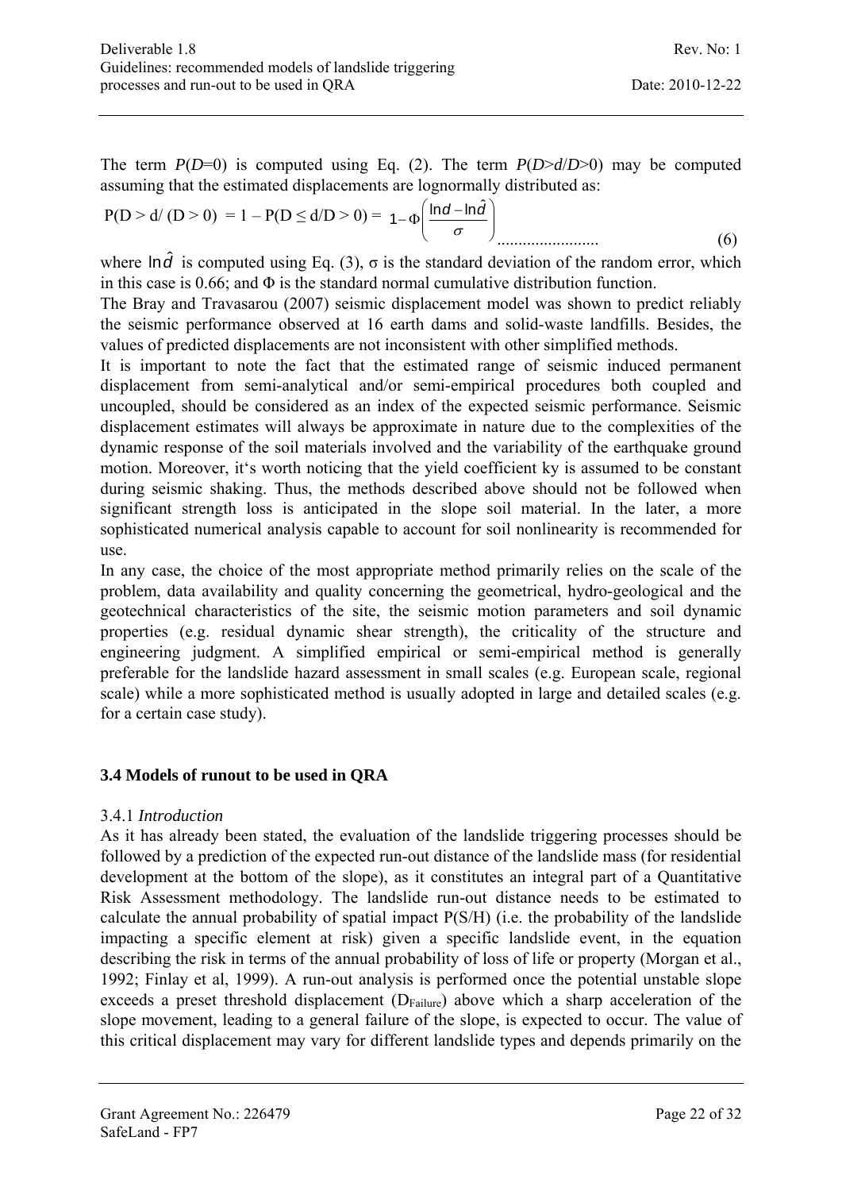The term $P(D=0)$ is computed using Eq. (2). The term $P(D>d/D>0)$ may be computed assuming that the estimated displacements are lognormally distributed as:

$$P(D > d/ (D > 0)) = 1 - P(D \leq d/D > 0) = 1 - \Phi\left(\frac{\ln d - \ln \hat{d}}{\sigma}\right) \qquad (6)$$

where $\ln \hat{d}$ is computed using Eq. (3), σ is the standard deviation of the random error, which in this case is 0.66; and Φ is the standard normal cumulative distribution function.

The Bray and Travasarou (2007) seismic displacement model was shown to predict reliably the seismic performance observed at 16 earth dams and solid-waste landfills. Besides, the values of predicted displacements are not inconsistent with other simplified methods.

It is important to note the fact that the estimated range of seismic induced permanent displacement from semi-analytical and/or semi-empirical procedures both coupled and uncoupled, should be considered as an index of the expected seismic performance. Seismic displacement estimates will always be approximate in nature due to the complexities of the dynamic response of the soil materials involved and the variability of the earthquake ground motion. Moreover, it's worth noticing that the yield coefficient ky is assumed to be constant during seismic shaking. Thus, the methods described above should not be followed when significant strength loss is anticipated in the slope soil material. In the later, a more sophisticated numerical analysis capable to account for soil nonlinearity is recommended for use.

In any case, the choice of the most appropriate method primarily relies on the scale of the problem, data availability and quality concerning the geometrical, hydro-geological and the geotechnical characteristics of the site, the seismic motion parameters and soil dynamic properties (e.g. residual dynamic shear strength), the criticality of the structure and engineering judgment. A simplified empirical or semi-empirical method is generally preferable for the landslide hazard assessment in small scales (e.g. European scale, regional scale) while a more sophisticated method is usually adopted in large and detailed scales (e.g. for a certain case study).

### 3.4 Models of runout to be used in QRA

#### 3.4.1 *Introduction*

As it has already been stated, the evaluation of the landslide triggering processes should be followed by a prediction of the expected run-out distance of the landslide mass (for residential development at the bottom of the slope), as it constitutes an integral part of a Quantitative Risk Assessment methodology. The landslide run-out distance needs to be estimated to calculate the annual probability of spatial impact P(S/H) (i.e. the probability of the landslide impacting a specific element at risk) given a specific landslide event, in the equation describing the risk in terms of the annual probability of loss of life or property (Morgan et al., 1992; Finlay et al, 1999). A run-out analysis is performed once the potential unstable slope exceeds a preset threshold displacement ($D_{Failure}$) above which a sharp acceleration of the slope movement, leading to a general failure of the slope, is expected to occur. The value of this critical displacement may vary for different landslide types and depends primarily on the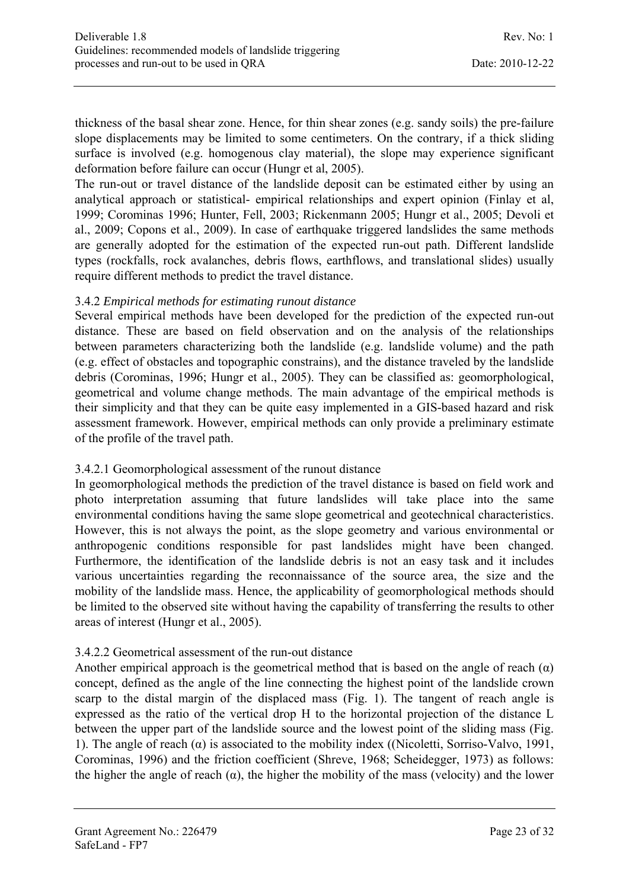thickness of the basal shear zone. Hence, for thin shear zones (e.g. sandy soils) the pre-failure slope displacements may be limited to some centimeters. On the contrary, if a thick sliding surface is involved (e.g. homogenous clay material), the slope may experience significant deformation before failure can occur (Hungr et al, 2005).

The run-out or travel distance of the landslide deposit can be estimated either by using an analytical approach or statistical- empirical relationships and expert opinion (Finlay et al, 1999; Corominas 1996; Hunter, Fell, 2003; Rickenmann 2005; Hungr et al., 2005; Devoli et al., 2009; Copons et al., 2009). In case of earthquake triggered landslides the same methods are generally adopted for the estimation of the expected run-out path. Different landslide types (rockfalls, rock avalanches, debris flows, earthflows, and translational slides) usually require different methods to predict the travel distance.

### 3.4.2 *Empirical methods for estimating runout distance*

Several empirical methods have been developed for the prediction of the expected run-out distance. These are based on field observation and on the analysis of the relationships between parameters characterizing both the landslide (e.g. landslide volume) and the path (e.g. effect of obstacles and topographic constrains), and the distance traveled by the landslide debris (Corominas, 1996; Hungr et al., 2005). They can be classified as: geomorphological, geometrical and volume change methods. The main advantage of the empirical methods is their simplicity and that they can be quite easy implemented in a GIS-based hazard and risk assessment framework. However, empirical methods can only provide a preliminary estimate of the profile of the travel path.

#### 3.4.2.1 Geomorphological assessment of the runout distance

In geomorphological methods the prediction of the travel distance is based on field work and photo interpretation assuming that future landslides will take place into the same environmental conditions having the same slope geometrical and geotechnical characteristics. However, this is not always the point, as the slope geometry and various environmental or anthropogenic conditions responsible for past landslides might have been changed. Furthermore, the identification of the landslide debris is not an easy task and it includes various uncertainties regarding the reconnaissance of the source area, the size and the mobility of the landslide mass. Hence, the applicability of geomorphological methods should be limited to the observed site without having the capability of transferring the results to other areas of interest (Hungr et al., 2005).

#### 3.4.2.2 Geometrical assessment of the run-out distance

Another empirical approach is the geometrical method that is based on the angle of reach ($\alpha$) concept, defined as the angle of the line connecting the highest point of the landslide crown scarp to the distal margin of the displaced mass (Fig. 1). The tangent of reach angle is expressed as the ratio of the vertical drop H to the horizontal projection of the distance L between the upper part of the landslide source and the lowest point of the sliding mass (Fig. 1). The angle of reach ($\alpha$) is associated to the mobility index ((Nicoletti, Sorriso-Valvo, 1991, Corominas, 1996) and the friction coefficient (Shreve, 1968; Scheidegger, 1973) as follows: the higher the angle of reach ($\alpha$), the higher the mobility of the mass (velocity) and the lower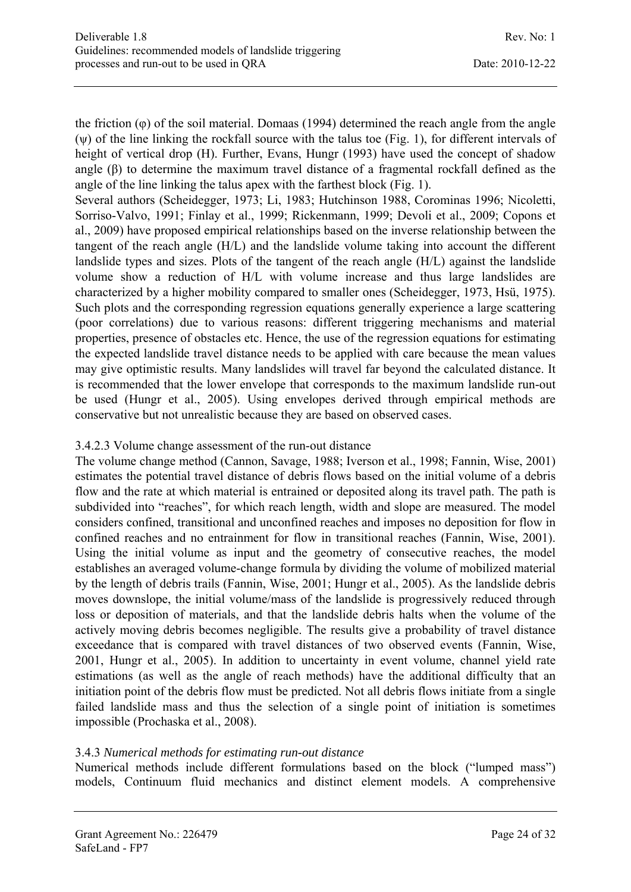the friction ($\varphi$) of the soil material. Domaas (1994) determined the reach angle from the angle ($\psi$) of the line linking the rockfall source with the talus toe (Fig. 1), for different intervals of height of vertical drop (H). Further, Evans, Hungr (1993) have used the concept of shadow angle ($\beta$) to determine the maximum travel distance of a fragmental rockfall defined as the angle of the line linking the talus apex with the farthest block (Fig. 1).

Several authors (Scheidegger, 1973; Li, 1983; Hutchinson 1988, Corominas 1996; Nicoletti, Sorriso-Valvo, 1991; Finlay et al., 1999; Rickenmann, 1999; Devoli et al., 2009; Copons et al., 2009) have proposed empirical relationships based on the inverse relationship between the tangent of the reach angle (H/L) and the landslide volume taking into account the different landslide types and sizes. Plots of the tangent of the reach angle (H/L) against the landslide volume show a reduction of H/L with volume increase and thus large landslides are characterized by a higher mobility compared to smaller ones (Scheidegger, 1973, Hsü, 1975). Such plots and the corresponding regression equations generally experience a large scattering (poor correlations) due to various reasons: different triggering mechanisms and material properties, presence of obstacles etc. Hence, the use of the regression equations for estimating the expected landslide travel distance needs to be applied with care because the mean values may give optimistic results. Many landslides will travel far beyond the calculated distance. It is recommended that the lower envelope that corresponds to the maximum landslide run-out be used (Hungr et al., 2005). Using envelopes derived through empirical methods are conservative but not unrealistic because they are based on observed cases.

#### 3.4.2.3 Volume change assessment of the run-out distance

The volume change method (Cannon, Savage, 1988; Iverson et al., 1998; Fannin, Wise, 2001) estimates the potential travel distance of debris flows based on the initial volume of a debris flow and the rate at which material is entrained or deposited along its travel path. The path is subdivided into "reaches", for which reach length, width and slope are measured. The model considers confined, transitional and unconfined reaches and imposes no deposition for flow in confined reaches and no entrainment for flow in transitional reaches (Fannin, Wise, 2001). Using the initial volume as input and the geometry of consecutive reaches, the model establishes an averaged volume-change formula by dividing the volume of mobilized material by the length of debris trails (Fannin, Wise, 2001; Hungr et al., 2005). As the landslide debris moves downslope, the initial volume/mass of the landslide is progressively reduced through loss or deposition of materials, and that the landslide debris halts when the volume of the actively moving debris becomes negligible. The results give a probability of travel distance exceedance that is compared with travel distances of two observed events (Fannin, Wise, 2001, Hungr et al., 2005). In addition to uncertainty in event volume, channel yield rate estimations (as well as the angle of reach methods) have the additional difficulty that an initiation point of the debris flow must be predicted. Not all debris flows initiate from a single failed landslide mass and thus the selection of a single point of initiation is sometimes impossible (Prochaska et al., 2008).

### 3.4.3 *Numerical methods for estimating run-out distance*

Numerical methods include different formulations based on the block ("lumped mass") models, Continuum fluid mechanics and distinct element models. A comprehensive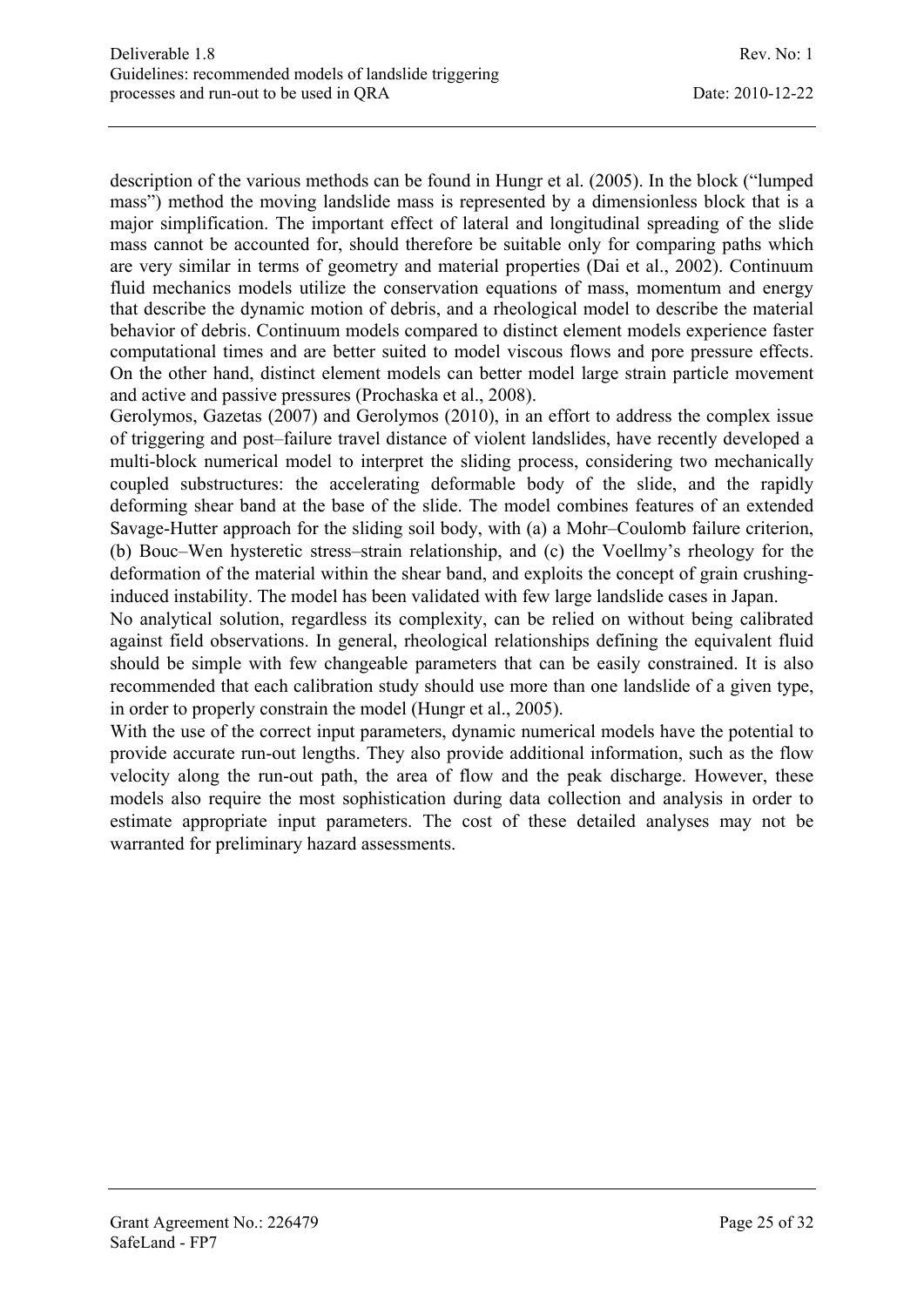description of the various methods can be found in Hungr et al. (2005). In the block ("lumped mass") method the moving landslide mass is represented by a dimensionless block that is a major simplification. The important effect of lateral and longitudinal spreading of the slide mass cannot be accounted for, should therefore be suitable only for comparing paths which are very similar in terms of geometry and material properties (Dai et al., 2002). Continuum fluid mechanics models utilize the conservation equations of mass, momentum and energy that describe the dynamic motion of debris, and a rheological model to describe the material behavior of debris. Continuum models compared to distinct element models experience faster computational times and are better suited to model viscous flows and pore pressure effects. On the other hand, distinct element models can better model large strain particle movement and active and passive pressures (Prochaska et al., 2008).

Gerolymos, Gazetas (2007) and Gerolymos (2010), in an effort to address the complex issue of triggering and post–failure travel distance of violent landslides, have recently developed a multi-block numerical model to interpret the sliding process, considering two mechanically coupled substructures: the accelerating deformable body of the slide, and the rapidly deforming shear band at the base of the slide. The model combines features of an extended Savage-Hutter approach for the sliding soil body, with (a) a Mohr–Coulomb failure criterion, (b) Bouc–Wen hysteretic stress–strain relationship, and (c) the Voellmy's rheology for the deformation of the material within the shear band, and exploits the concept of grain crushing-induced instability. The model has been validated with few large landslide cases in Japan.

No analytical solution, regardless its complexity, can be relied on without being calibrated against field observations. In general, rheological relationships defining the equivalent fluid should be simple with few changeable parameters that can be easily constrained. It is also recommended that each calibration study should use more than one landslide of a given type, in order to properly constrain the model (Hungr et al., 2005).

With the use of the correct input parameters, dynamic numerical models have the potential to provide accurate run-out lengths. They also provide additional information, such as the flow velocity along the run-out path, the area of flow and the peak discharge. However, these models also require the most sophistication during data collection and analysis in order to estimate appropriate input parameters. The cost of these detailed analyses may not be warranted for preliminary hazard assessments.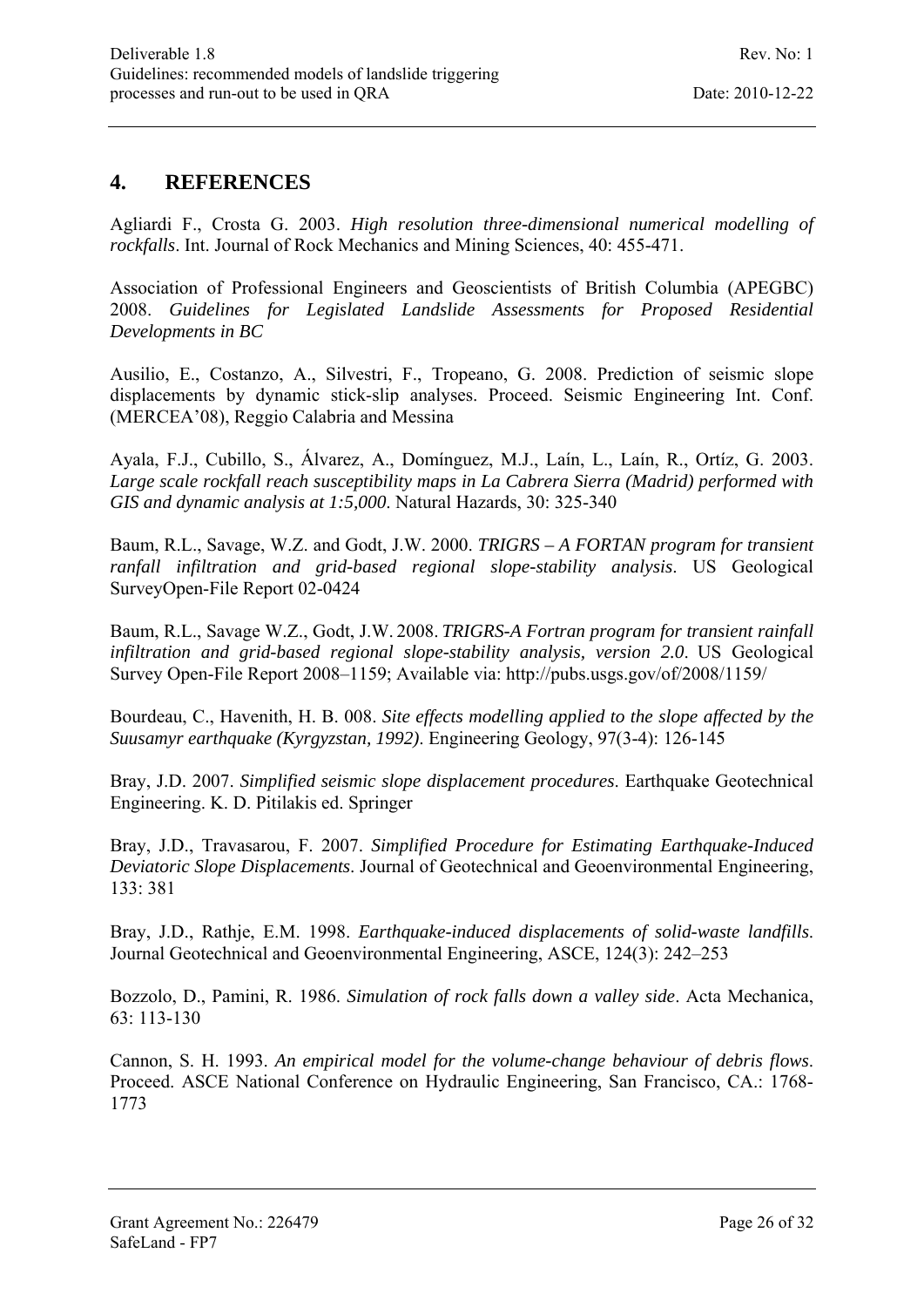# 4. REFERENCES

Agliardi F., Crosta G. 2003. *High resolution three-dimensional numerical modelling of rockfalls*. Int. Journal of Rock Mechanics and Mining Sciences, 40: 455-471.

Association of Professional Engineers and Geoscientists of British Columbia (APEGBC) 2008. *Guidelines for Legislated Landslide Assessments for Proposed Residential Developments in BC*

Ausilio, E., Costanzo, A., Silvestri, F., Tropeano, G. 2008. Prediction of seismic slope displacements by dynamic stick-slip analyses. Proceed. Seismic Engineering Int. Conf. (MERCEA'08), Reggio Calabria and Messina

Ayala, F.J., Cubillo, S., Álvarez, A., Domínguez, M.J., Laín, L., Laín, R., Ortíz, G. 2003. *Large scale rockfall reach susceptibility maps in La Cabrera Sierra (Madrid) performed with GIS and dynamic analysis at 1:5,000*. Natural Hazards, 30: 325-340

Baum, R.L., Savage, W.Z. and Godt, J.W. 2000. *TRIGRS – A FORTAN program for transient ranfall infiltration and grid-based regional slope-stability analysis*. US Geological SurveyOpen-File Report 02-0424

Baum, R.L., Savage W.Z., Godt, J.W. 2008. *TRIGRS-A Fortran program for transient rainfall infiltration and grid-based regional slope-stability analysis, version 2.0*. US Geological Survey Open-File Report 2008–1159; Available via: http://pubs.usgs.gov/of/2008/1159/

Bourdeau, C., Havenith, H. B. 008. *Site effects modelling applied to the slope affected by the Suusamyr earthquake (Kyrgyzstan, 1992)*. Engineering Geology, 97(3-4): 126-145

Bray, J.D. 2007. *Simplified seismic slope displacement procedures*. Earthquake Geotechnical Engineering. K. D. Pitilakis ed. Springer

Bray, J.D., Travasarou, F. 2007. *Simplified Procedure for Estimating Earthquake-Induced Deviatoric Slope Displacements*. Journal of Geotechnical and Geoenvironmental Engineering, 133: 381

Bray, J.D., Rathje, E.M. 1998. *Earthquake-induced displacements of solid-waste landfills*. Journal Geotechnical and Geoenvironmental Engineering, ASCE, 124(3): 242–253

Bozzolo, D., Pamini, R. 1986. *Simulation of rock falls down a valley side*. Acta Mechanica, 63: 113-130

Cannon, S. H. 1993. *An empirical model for the volume-change behaviour of debris flows*. Proceed. ASCE National Conference on Hydraulic Engineering, San Francisco, CA.: 1768-1773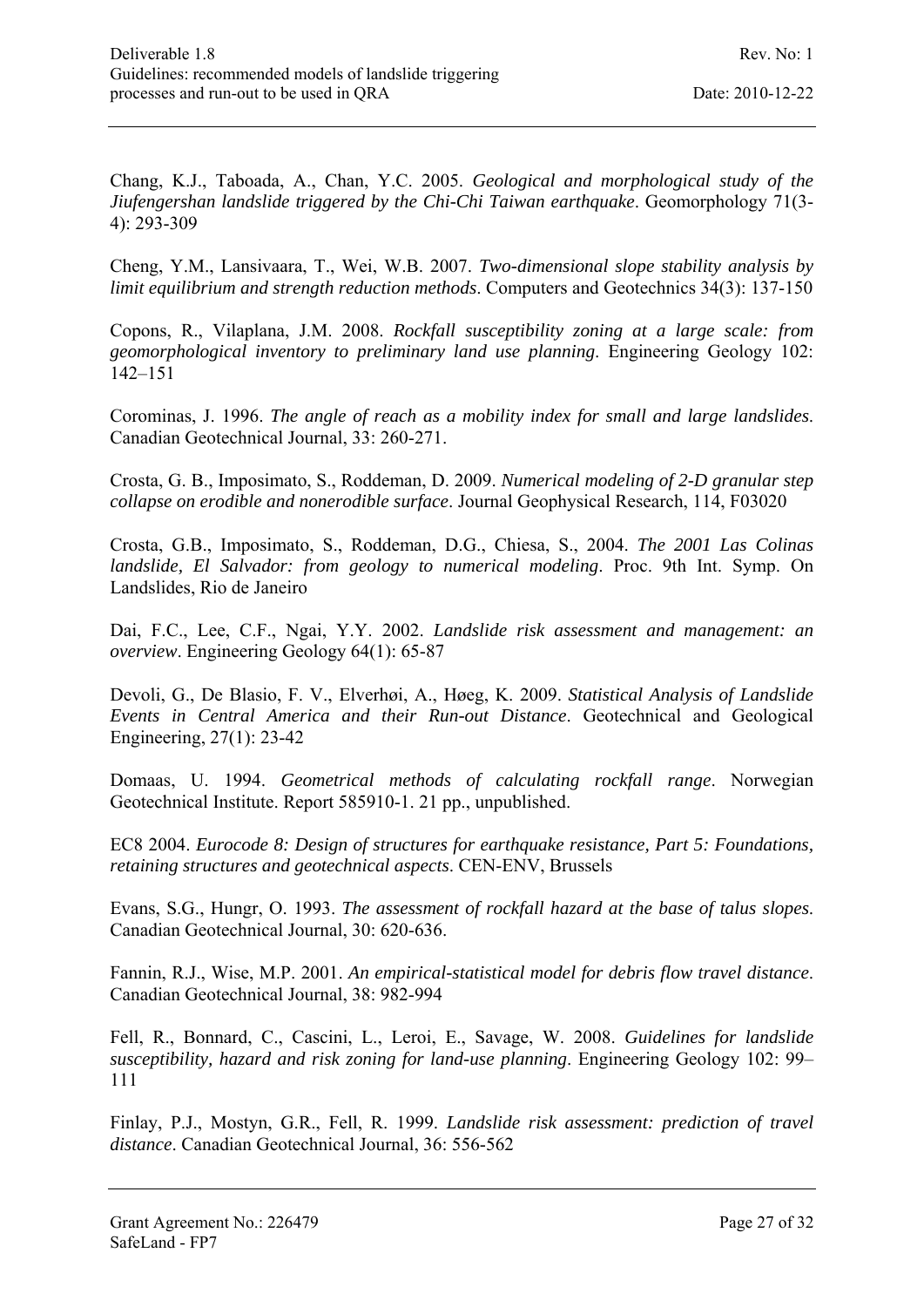Chang, K.J., Taboada, A., Chan, Y.C. 2005. *Geological and morphological study of the Jiufengershan landslide triggered by the Chi-Chi Taiwan earthquake*. Geomorphology 71(3-4): 293-309

Cheng, Y.M., Lansivaara, T., Wei, W.B. 2007. *Two-dimensional slope stability analysis by limit equilibrium and strength reduction methods*. Computers and Geotechnics 34(3): 137-150

Copons, R., Vilaplana, J.M. 2008. *Rockfall susceptibility zoning at a large scale: from geomorphological inventory to preliminary land use planning*. Engineering Geology 102: 142–151

Corominas, J. 1996. *The angle of reach as a mobility index for small and large landslides*. Canadian Geotechnical Journal, 33: 260-271.

Crosta, G. B., Imposimato, S., Roddeman, D. 2009. *Numerical modeling of 2-D granular step collapse on erodible and nonerodible surface*. Journal Geophysical Research, 114, F03020

Crosta, G.B., Imposimato, S., Roddeman, D.G., Chiesa, S., 2004. *The 2001 Las Colinas landslide, El Salvador: from geology to numerical modeling*. Proc. 9th Int. Symp. On Landslides, Rio de Janeiro

Dai, F.C., Lee, C.F., Ngai, Y.Y. 2002. *Landslide risk assessment and management: an overview*. Engineering Geology 64(1): 65-87

Devoli, G., De Blasio, F. V., Elverhøi, A., Høeg, K. 2009. *Statistical Analysis of Landslide Events in Central America and their Run-out Distance*. Geotechnical and Geological Engineering, 27(1): 23-42

Domaas, U. 1994. *Geometrical methods of calculating rockfall range*. Norwegian Geotechnical Institute. Report 585910-1. 21 pp., unpublished.

EC8 2004. *Eurocode 8: Design of structures for earthquake resistance, Part 5: Foundations, retaining structures and geotechnical aspects*. CEN-ENV, Brussels

Evans, S.G., Hungr, O. 1993. *The assessment of rockfall hazard at the base of talus slopes*. Canadian Geotechnical Journal, 30: 620-636.

Fannin, R.J., Wise, M.P. 2001. *An empirical-statistical model for debris flow travel distance*. Canadian Geotechnical Journal, 38: 982-994

Fell, R., Bonnard, C., Cascini, L., Leroi, E., Savage, W. 2008. *Guidelines for landslide susceptibility, hazard and risk zoning for land-use planning*. Engineering Geology 102: 99–111

Finlay, P.J., Mostyn, G.R., Fell, R. 1999. *Landslide risk assessment: prediction of travel distance*. Canadian Geotechnical Journal, 36: 556-562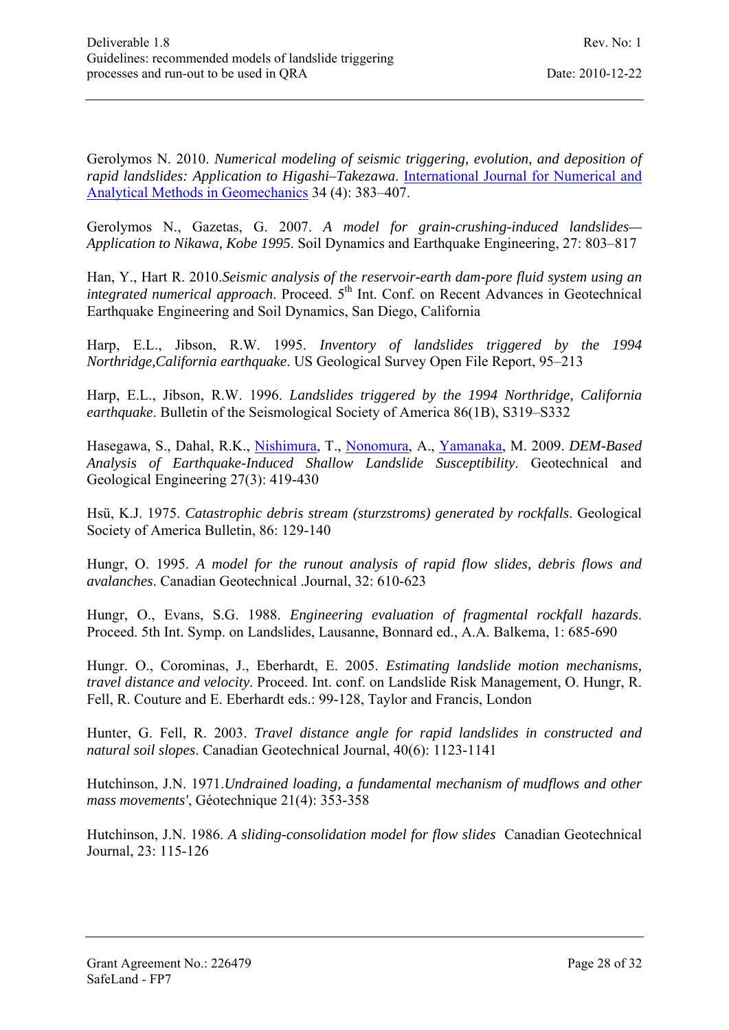Gerolymos N. 2010. *Numerical modeling of seismic triggering, evolution, and deposition of rapid landslides: Application to Higashi–Takezawa*. International Journal for Numerical and Analytical Methods in Geomechanics 34 (4): 383–407.

Gerolymos N., Gazetas, G. 2007. *A model for grain-crushing-induced landslides—Application to Nikawa, Kobe 1995*. Soil Dynamics and Earthquake Engineering, 27: 803–817

Han, Y., Hart R. 2010.*Seismic analysis of the reservoir-earth dam-pore fluid system using an integrated numerical approach*. Proceed. 5th Int. Conf. on Recent Advances in Geotechnical Earthquake Engineering and Soil Dynamics, San Diego, California

Harp, E.L., Jibson, R.W. 1995. *Inventory of landslides triggered by the 1994 Northridge,California earthquake*. US Geological Survey Open File Report, 95–213

Harp, E.L., Jibson, R.W. 1996. *Landslides triggered by the 1994 Northridge, California earthquake*. Bulletin of the Seismological Society of America 86(1B), S319–S332

Hasegawa, S., Dahal, R.K., Nishimura, T., Nonomura, A., Yamanaka, M. 2009. *DEM-Based Analysis of Earthquake-Induced Shallow Landslide Susceptibility*. Geotechnical and Geological Engineering 27(3): 419-430

Hsü, K.J. 1975. *Catastrophic debris stream (sturzstroms) generated by rockfalls*. Geological Society of America Bulletin, 86: 129-140

Hungr, O. 1995. *A model for the runout analysis of rapid flow slides, debris flows and avalanches*. Canadian Geotechnical .Journal, 32: 610-623

Hungr, O., Evans, S.G. 1988. *Engineering evaluation of fragmental rockfall hazards*. Proceed. 5th Int. Symp. on Landslides, Lausanne, Bonnard ed., A.A. Balkema, 1: 685-690

Hungr. O., Corominas, J., Eberhardt, E. 2005. *Estimating landslide motion mechanisms, travel distance and velocity*. Proceed. Int. conf. on Landslide Risk Management, O. Hungr, R. Fell, R. Couture and E. Eberhardt eds.: 99-128, Taylor and Francis, London

Hunter, G. Fell, R. 2003. *Travel distance angle for rapid landslides in constructed and natural soil slopes*. Canadian Geotechnical Journal, 40(6): 1123-1141

Hutchinson, J.N. 1971.*Undrained loading, a fundamental mechanism of mudflows and other mass movements'*, Géotechnique 21(4): 353-358

Hutchinson, J.N. 1986. *A sliding-consolidation model for flow slides* Canadian Geotechnical Journal, 23: 115-126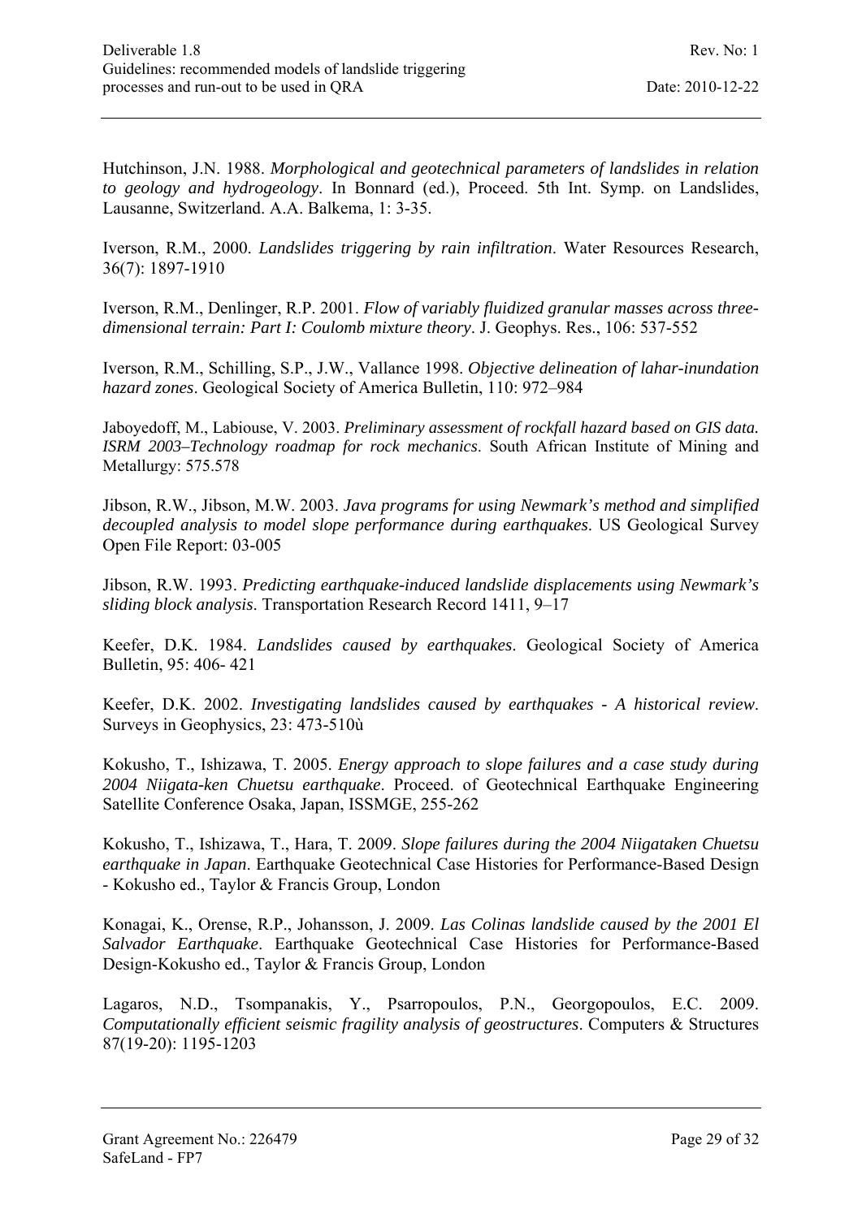Hutchinson, J.N. 1988. *Morphological and geotechnical parameters of landslides in relation to geology and hydrogeology*. In Bonnard (ed.), Proceed. 5th Int. Symp. on Landslides, Lausanne, Switzerland. A.A. Balkema, 1: 3-35.

Iverson, R.M., 2000. *Landslides triggering by rain infiltration*. Water Resources Research, 36(7): 1897-1910

Iverson, R.M., Denlinger, R.P. 2001. *Flow of variably fluidized granular masses across three-dimensional terrain: Part I: Coulomb mixture theory*. J. Geophys. Res., 106: 537-552

Iverson, R.M., Schilling, S.P., J.W., Vallance 1998. *Objective delineation of lahar-inundation hazard zones*. Geological Society of America Bulletin, 110: 972–984

Jaboyedoff, M., Labiouse, V. 2003. *Preliminary assessment of rockfall hazard based on GIS data. ISRM 2003–Technology roadmap for rock mechanics*. South African Institute of Mining and Metallurgy: 575.578

Jibson, R.W., Jibson, M.W. 2003. *Java programs for using Newmark's method and simplified decoupled analysis to model slope performance during earthquakes*. US Geological Survey Open File Report: 03-005

Jibson, R.W. 1993. *Predicting earthquake-induced landslide displacements using Newmark's sliding block analysis*. Transportation Research Record 1411, 9–17

Keefer, D.K. 1984. *Landslides caused by earthquakes*. Geological Society of America Bulletin, 95: 406- 421

Keefer, D.K. 2002. *Investigating landslides caused by earthquakes - A historical review*. Surveys in Geophysics, 23: 473-510ù

Kokusho, T., Ishizawa, T. 2005. *Energy approach to slope failures and a case study during 2004 Niigata-ken Chuetsu earthquake*. Proceed. of Geotechnical Earthquake Engineering Satellite Conference Osaka, Japan, ISSMGE, 255-262

Kokusho, T., Ishizawa, T., Hara, T. 2009. *Slope failures during the 2004 Niigataken Chuetsu earthquake in Japan*. Earthquake Geotechnical Case Histories for Performance-Based Design - Kokusho ed., Taylor & Francis Group, London

Konagai, K., Orense, R.P., Johansson, J. 2009. *Las Colinas landslide caused by the 2001 El Salvador Earthquake*. Earthquake Geotechnical Case Histories for Performance-Based Design-Kokusho ed., Taylor & Francis Group, London

Lagaros, N.D., Tsompanakis, Y., Psarropoulos, P.N., Georgopoulos, E.C. 2009. *Computationally efficient seismic fragility analysis of geostructures*. Computers & Structures 87(19-20): 1195-1203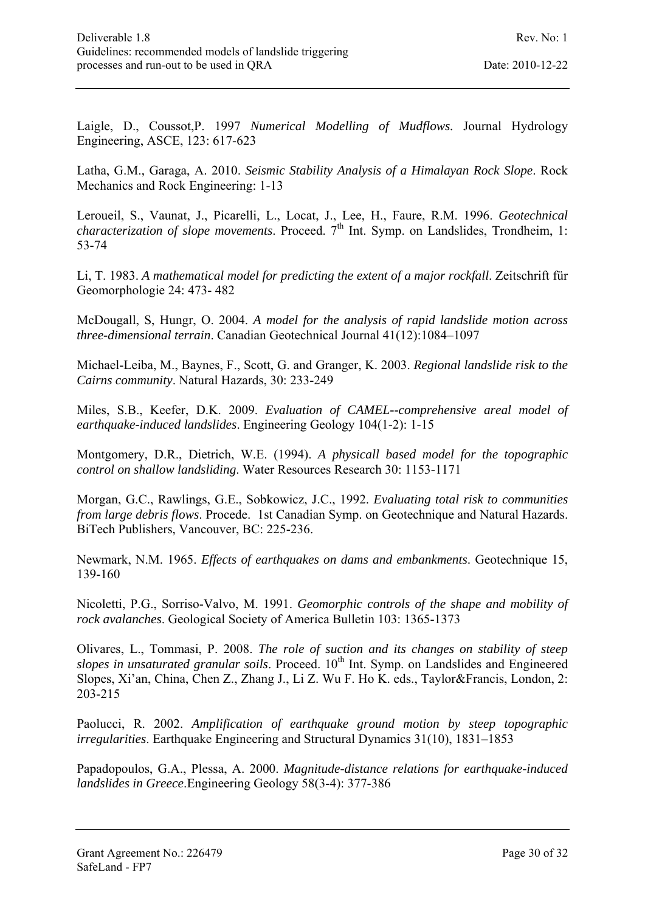Laigle, D., Coussot,P. 1997 *Numerical Modelling of Mudflows.* Journal Hydrology Engineering, ASCE, 123: 617-623

Latha, G.M., Garaga, A. 2010. *Seismic Stability Analysis of a Himalayan Rock Slope*. Rock Mechanics and Rock Engineering: 1-13

Leroueil, S., Vaunat, J., Picarelli, L., Locat, J., Lee, H., Faure, R.M. 1996. *Geotechnical characterization of slope movements*. Proceed. 7$^{th}$ Int. Symp. on Landslides, Trondheim, 1: 53-74

Li, T. 1983. *A mathematical model for predicting the extent of a major rockfall*. Zeitschrift für Geomorphologie 24: 473- 482

McDougall, S, Hungr, O. 2004. *A model for the analysis of rapid landslide motion across three-dimensional terrain*. Canadian Geotechnical Journal 41(12):1084–1097

Michael-Leiba, M., Baynes, F., Scott, G. and Granger, K. 2003. *Regional landslide risk to the Cairns community*. Natural Hazards, 30: 233-249

Miles, S.B., Keefer, D.K. 2009. *Evaluation of CAMEL--comprehensive areal model of earthquake-induced landslides*. Engineering Geology 104(1-2): 1-15

Montgomery, D.R., Dietrich, W.E. (1994). *A physicall based model for the topographic control on shallow landsliding*. Water Resources Research 30: 1153-1171

Morgan, G.C., Rawlings, G.E., Sobkowicz, J.C., 1992. *Evaluating total risk to communities from large debris flows*. Procede. 1st Canadian Symp. on Geotechnique and Natural Hazards. BiTech Publishers, Vancouver, BC: 225-236.

Newmark, N.M. 1965. *Effects of earthquakes on dams and embankments*. Geotechnique 15, 139-160

Nicoletti, P.G., Sorriso-Valvo, M. 1991. *Geomorphic controls of the shape and mobility of rock avalanches*. Geological Society of America Bulletin 103: 1365-1373

Olivares, L., Tommasi, P. 2008. *The role of suction and its changes on stability of steep slopes in unsaturated granular soils*. Proceed. 10$^{th}$ Int. Symp. on Landslides and Engineered Slopes, Xi'an, China, Chen Z., Zhang J., Li Z. Wu F. Ho K. eds., Taylor&Francis, London, 2: 203-215

Paolucci, R. 2002. *Amplification of earthquake ground motion by steep topographic irregularities*. Earthquake Engineering and Structural Dynamics 31(10), 1831–1853

Papadopoulos, G.A., Plessa, A. 2000. *Magnitude-distance relations for earthquake-induced landslides in Greece*.Engineering Geology 58(3-4): 377-386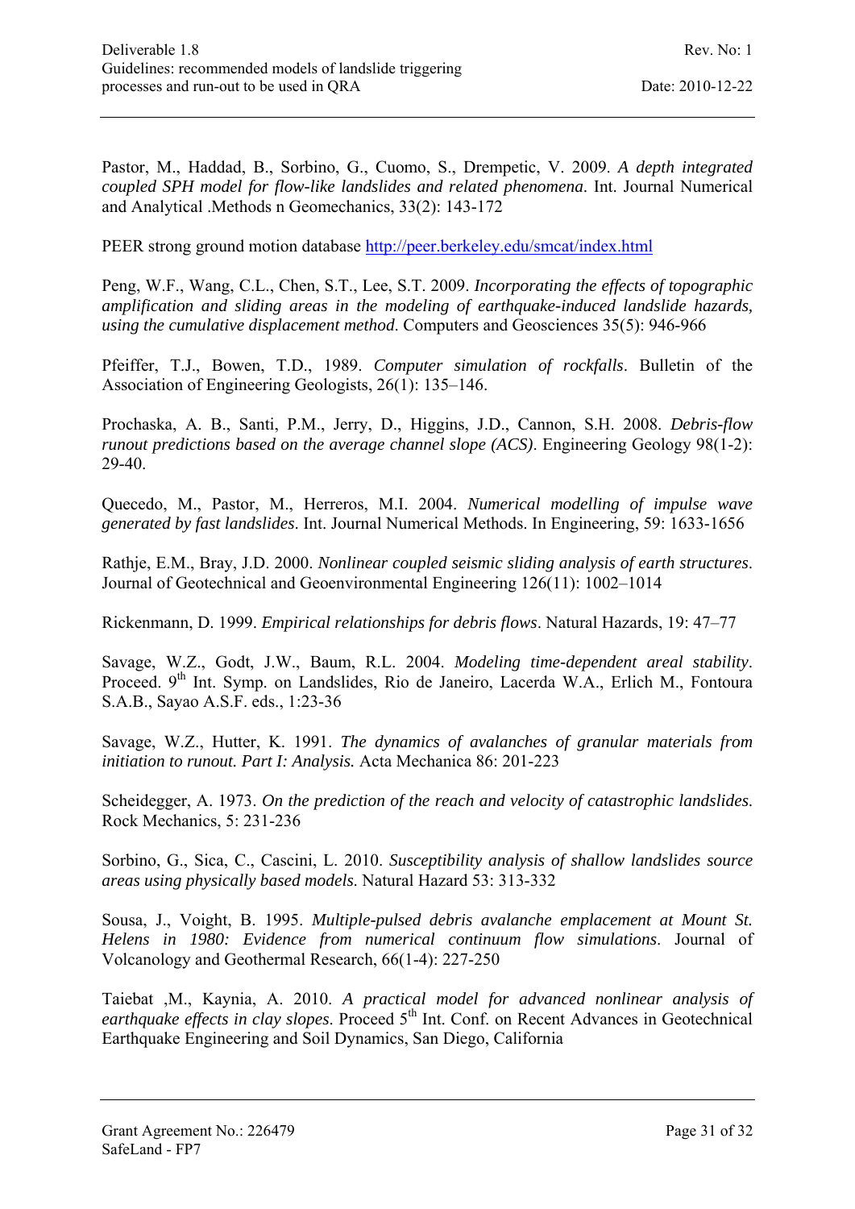Pastor, M., Haddad, B., Sorbino, G., Cuomo, S., Drempetic, V. 2009. *A depth integrated coupled SPH model for flow-like landslides and related phenomena*. Int. Journal Numerical and Analytical .Methods n Geomechanics, 33(2): 143-172

PEER strong ground motion database http://peer.berkeley.edu/smcat/index.html

Peng, W.F., Wang, C.L., Chen, S.T., Lee, S.T. 2009. *Incorporating the effects of topographic amplification and sliding areas in the modeling of earthquake-induced landslide hazards, using the cumulative displacement method*. Computers and Geosciences 35(5): 946-966

Pfeiffer, T.J., Bowen, T.D., 1989. *Computer simulation of rockfalls*. Bulletin of the Association of Engineering Geologists, 26(1): 135–146.

Prochaska, A. B., Santi, P.M., Jerry, D., Higgins, J.D., Cannon, S.H. 2008. *Debris-flow runout predictions based on the average channel slope (ACS)*. Engineering Geology 98(1-2): 29-40.

Quecedo, M., Pastor, M., Herreros, M.I. 2004. *Numerical modelling of impulse wave generated by fast landslides*. Int. Journal Numerical Methods. In Engineering, 59: 1633-1656

Rathje, E.M., Bray, J.D. 2000. *Nonlinear coupled seismic sliding analysis of earth structures*. Journal of Geotechnical and Geoenvironmental Engineering 126(11): 1002–1014

Rickenmann, D. 1999. *Empirical relationships for debris flows*. Natural Hazards, 19: 47–77

Savage, W.Z., Godt, J.W., Baum, R.L. 2004. *Modeling time-dependent areal stability*. Proceed. 9th Int. Symp. on Landslides, Rio de Janeiro, Lacerda W.A., Erlich M., Fontoura S.A.B., Sayao A.S.F. eds., 1:23-36

Savage, W.Z., Hutter, K. 1991. *The dynamics of avalanches of granular materials from initiation to runout. Part I: Analysis.* Acta Mechanica 86: 201-223

Scheidegger, A. 1973. *On the prediction of the reach and velocity of catastrophic landslides*. Rock Mechanics, 5: 231-236

Sorbino, G., Sica, C., Cascini, L. 2010. *Susceptibility analysis of shallow landslides source areas using physically based models.* Natural Hazard 53: 313-332

Sousa, J., Voight, B. 1995. *Multiple-pulsed debris avalanche emplacement at Mount St. Helens in 1980: Evidence from numerical continuum flow simulations*. Journal of Volcanology and Geothermal Research, 66(1-4): 227-250

Taiebat ,M., Kaynia, A. 2010. *A practical model for advanced nonlinear analysis of earthquake effects in clay slopes*. Proceed 5th Int. Conf. on Recent Advances in Geotechnical Earthquake Engineering and Soil Dynamics, San Diego, California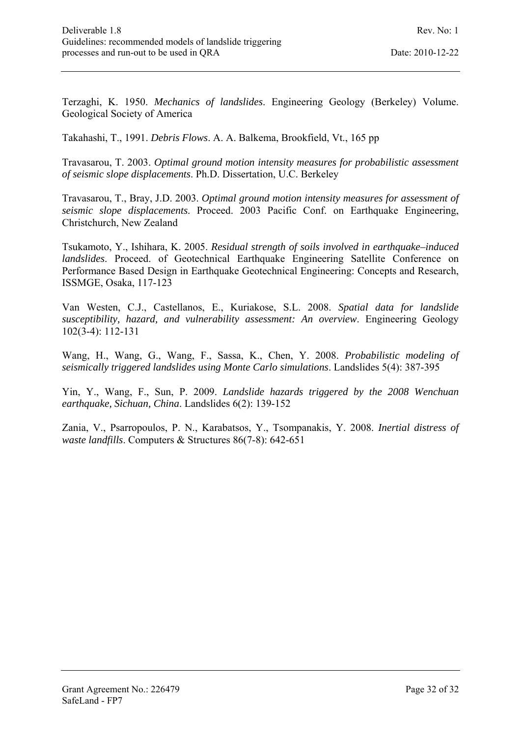Terzaghi, K. 1950. *Mechanics of landslides*. Engineering Geology (Berkeley) Volume. Geological Society of America

Takahashi, T., 1991. *Debris Flows*. A. A. Balkema, Brookfield, Vt., 165 pp

Travasarou, T. 2003. *Optimal ground motion intensity measures for probabilistic assessment of seismic slope displacements*. Ph.D. Dissertation, U.C. Berkeley

Travasarou, T., Bray, J.D. 2003. *Optimal ground motion intensity measures for assessment of seismic slope displacements*. Proceed. 2003 Pacific Conf. on Earthquake Engineering, Christchurch, New Zealand

Tsukamoto, Y., Ishihara, K. 2005. *Residual strength of soils involved in earthquake–induced landslides*. Proceed. of Geotechnical Earthquake Engineering Satellite Conference on Performance Based Design in Earthquake Geotechnical Engineering: Concepts and Research, ISSMGE, Osaka, 117-123

Van Westen, C.J., Castellanos, E., Kuriakose, S.L. 2008. *Spatial data for landslide susceptibility, hazard, and vulnerability assessment: An overview*. Engineering Geology 102(3-4): 112-131

Wang, H., Wang, G., Wang, F., Sassa, K., Chen, Y. 2008. *Probabilistic modeling of seismically triggered landslides using Monte Carlo simulations*. Landslides 5(4): 387-395

Yin, Y., Wang, F., Sun, P. 2009. *Landslide hazards triggered by the 2008 Wenchuan earthquake, Sichuan, China*. Landslides 6(2): 139-152

Zania, V., Psarropoulos, P. N., Karabatsos, Y., Tsompanakis, Y. 2008. *Inertial distress of waste landfills*. Computers & Structures 86(7-8): 642-651